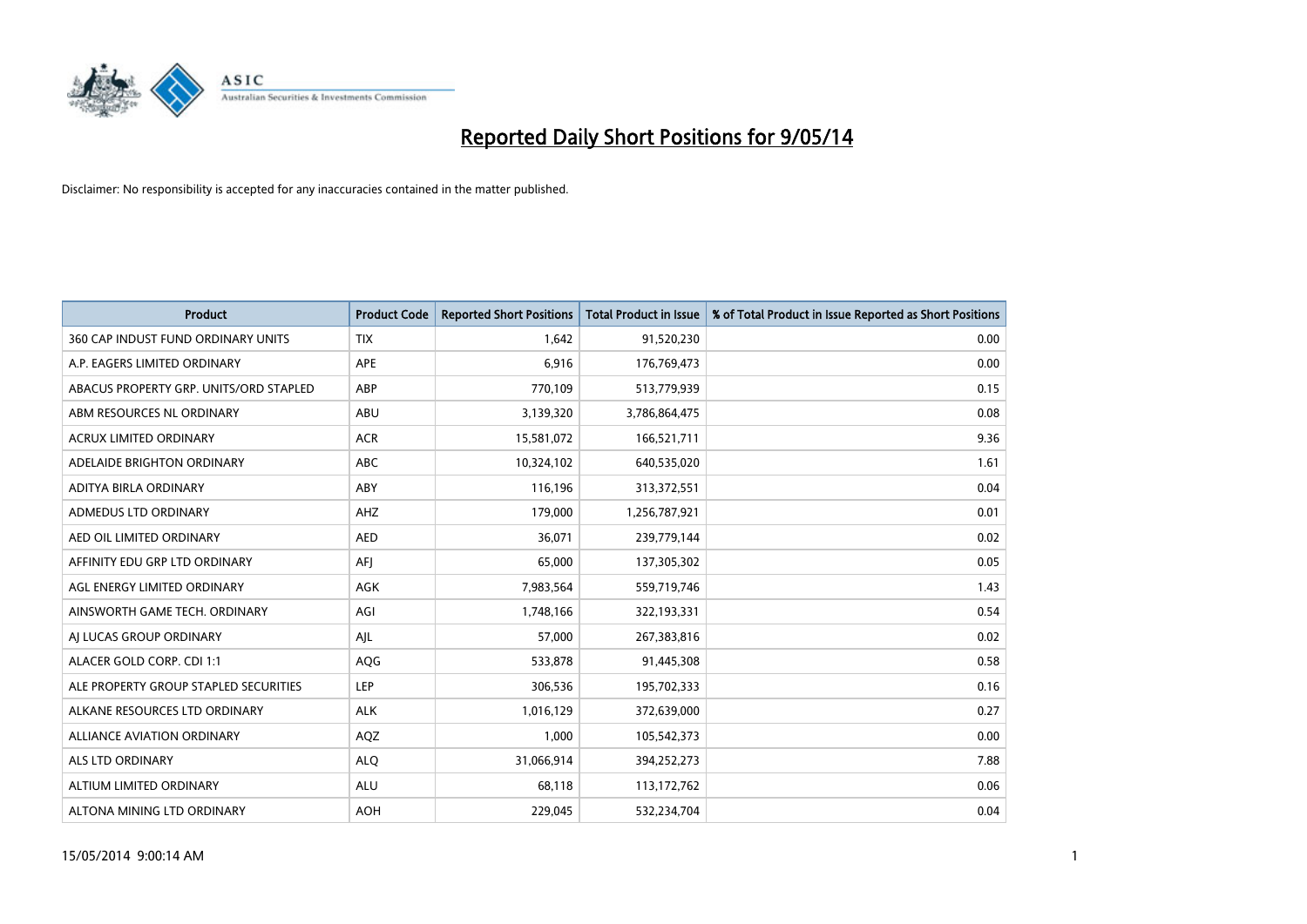# Reported Daily Short Positions for 9/05/14

Disclaimer: No responsibility is accepted for any inaccuracies contained in the matter published.

| Product | Product Code | Reported Short Positions | Total Product in Issue | % of Total Product in Issue Reported as Short Positions |
|---|---|---|---|---|
| 360 CAP INDUST FUND ORDINARY UNITS | TIX | 1,642 | 91,520,230 | 0.00 |
| A.P. EAGERS LIMITED ORDINARY | APE | 6,916 | 176,769,473 | 0.00 |
| ABACUS PROPERTY GRP. UNITS/ORD STAPLED | ABP | 770,109 | 513,779,939 | 0.15 |
| ABM RESOURCES NL ORDINARY | ABU | 3,139,320 | 3,786,864,475 | 0.08 |
| ACRUX LIMITED ORDINARY | ACR | 15,581,072 | 166,521,711 | 9.36 |
| ADELAIDE BRIGHTON ORDINARY | ABC | 10,324,102 | 640,535,020 | 1.61 |
| ADITYA BIRLA ORDINARY | ABY | 116,196 | 313,372,551 | 0.04 |
| ADMEDUS LTD ORDINARY | AHZ | 179,000 | 1,256,787,921 | 0.01 |
| AED OIL LIMITED ORDINARY | AED | 36,071 | 239,779,144 | 0.02 |
| AFFINITY EDU GRP LTD ORDINARY | AFJ | 65,000 | 137,305,302 | 0.05 |
| AGL ENERGY LIMITED ORDINARY | AGK | 7,983,564 | 559,719,746 | 1.43 |
| AINSWORTH GAME TECH. ORDINARY | AGI | 1,748,166 | 322,193,331 | 0.54 |
| AJ LUCAS GROUP ORDINARY | AJL | 57,000 | 267,383,816 | 0.02 |
| ALACER GOLD CORP. CDI 1:1 | AQG | 533,878 | 91,445,308 | 0.58 |
| ALE PROPERTY GROUP STAPLED SECURITIES | LEP | 306,536 | 195,702,333 | 0.16 |
| ALKANE RESOURCES LTD ORDINARY | ALK | 1,016,129 | 372,639,000 | 0.27 |
| ALLIANCE AVIATION ORDINARY | AQZ | 1,000 | 105,542,373 | 0.00 |
| ALS LTD ORDINARY | ALQ | 31,066,914 | 394,252,273 | 7.88 |
| ALTIUM LIMITED ORDINARY | ALU | 68,118 | 113,172,762 | 0.06 |
| ALTONA MINING LTD ORDINARY | AOH | 229,045 | 532,234,704 | 0.04 |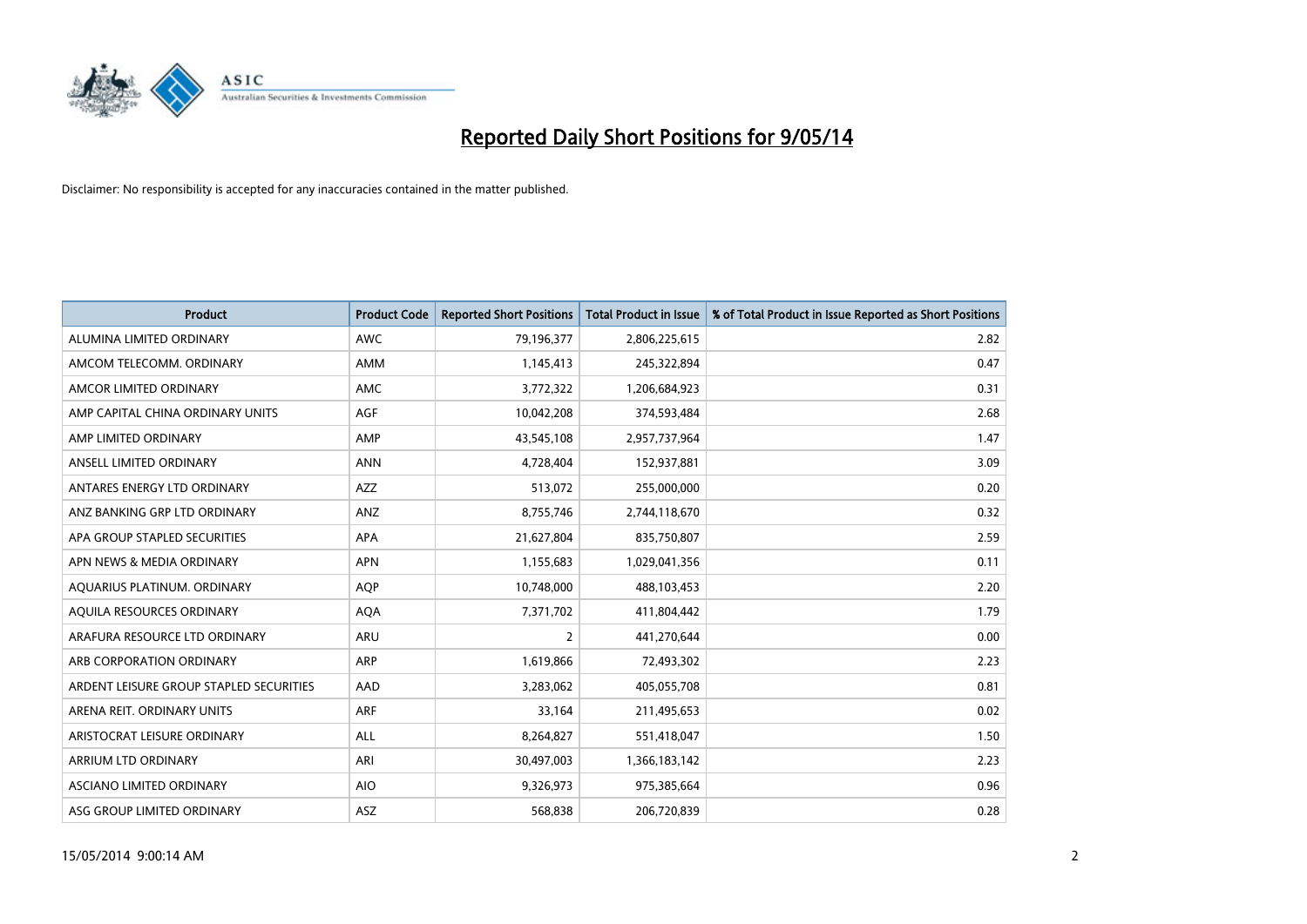# Reported Daily Short Positions for 9/05/14

Disclaimer: No responsibility is accepted for any inaccuracies contained in the matter published.

| Product | Product Code | Reported Short Positions | Total Product in Issue | % of Total Product in Issue Reported as Short Positions |
|---|---|---|---|---|
| ALUMINA LIMITED ORDINARY | AWC | 79,196,377 | 2,806,225,615 | 2.82 |
| AMCOM TELECOMM. ORDINARY | AMM | 1,145,413 | 245,322,894 | 0.47 |
| AMCOR LIMITED ORDINARY | AMC | 3,772,322 | 1,206,684,923 | 0.31 |
| AMP CAPITAL CHINA ORDINARY UNITS | AGF | 10,042,208 | 374,593,484 | 2.68 |
| AMP LIMITED ORDINARY | AMP | 43,545,108 | 2,957,737,964 | 1.47 |
| ANSELL LIMITED ORDINARY | ANN | 4,728,404 | 152,937,881 | 3.09 |
| ANTARES ENERGY LTD ORDINARY | AZZ | 513,072 | 255,000,000 | 0.20 |
| ANZ BANKING GRP LTD ORDINARY | ANZ | 8,755,746 | 2,744,118,670 | 0.32 |
| APA GROUP STAPLED SECURITIES | APA | 21,627,804 | 835,750,807 | 2.59 |
| APN NEWS & MEDIA ORDINARY | APN | 1,155,683 | 1,029,041,356 | 0.11 |
| AQUARIUS PLATINUM. ORDINARY | AQP | 10,748,000 | 488,103,453 | 2.20 |
| AQUILA RESOURCES ORDINARY | AQA | 7,371,702 | 411,804,442 | 1.79 |
| ARAFURA RESOURCE LTD ORDINARY | ARU | 2 | 441,270,644 | 0.00 |
| ARB CORPORATION ORDINARY | ARP | 1,619,866 | 72,493,302 | 2.23 |
| ARDENT LEISURE GROUP STAPLED SECURITIES | AAD | 3,283,062 | 405,055,708 | 0.81 |
| ARENA REIT. ORDINARY UNITS | ARF | 33,164 | 211,495,653 | 0.02 |
| ARISTOCRAT LEISURE ORDINARY | ALL | 8,264,827 | 551,418,047 | 1.50 |
| ARRIUM LTD ORDINARY | ARI | 30,497,003 | 1,366,183,142 | 2.23 |
| ASCIANO LIMITED ORDINARY | AIO | 9,326,973 | 975,385,664 | 0.96 |
| ASG GROUP LIMITED ORDINARY | ASZ | 568,838 | 206,720,839 | 0.28 |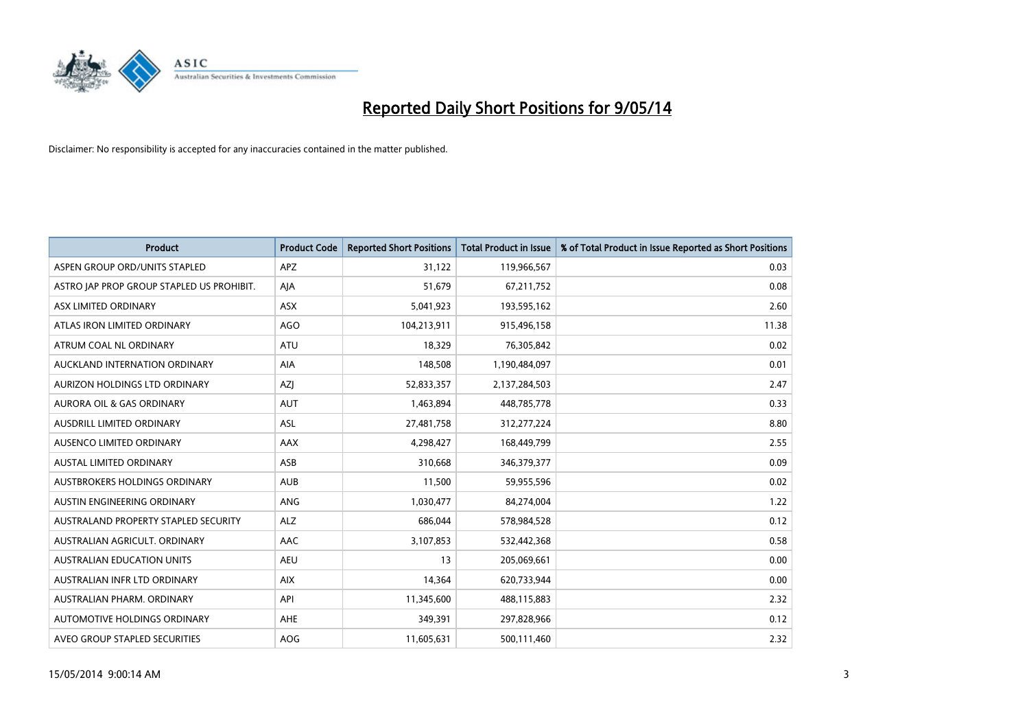# Reported Daily Short Positions for 9/05/14

Disclaimer: No responsibility is accepted for any inaccuracies contained in the matter published.

| Product | Product Code | Reported Short Positions | Total Product in Issue | % of Total Product in Issue Reported as Short Positions |
|---|---|---|---|---|
| ASPEN GROUP ORD/UNITS STAPLED | APZ | 31,122 | 119,966,567 | 0.03 |
| ASTRO JAP PROP GROUP STAPLED US PROHIBIT. | AJA | 51,679 | 67,211,752 | 0.08 |
| ASX LIMITED ORDINARY | ASX | 5,041,923 | 193,595,162 | 2.60 |
| ATLAS IRON LIMITED ORDINARY | AGO | 104,213,911 | 915,496,158 | 11.38 |
| ATRUM COAL NL ORDINARY | ATU | 18,329 | 76,305,842 | 0.02 |
| AUCKLAND INTERNATION ORDINARY | AIA | 148,508 | 1,190,484,097 | 0.01 |
| AURIZON HOLDINGS LTD ORDINARY | AZJ | 52,833,357 | 2,137,284,503 | 2.47 |
| AURORA OIL & GAS ORDINARY | AUT | 1,463,894 | 448,785,778 | 0.33 |
| AUSDRILL LIMITED ORDINARY | ASL | 27,481,758 | 312,277,224 | 8.80 |
| AUSENCO LIMITED ORDINARY | AAX | 4,298,427 | 168,449,799 | 2.55 |
| AUSTAL LIMITED ORDINARY | ASB | 310,668 | 346,379,377 | 0.09 |
| AUSTBROKERS HOLDINGS ORDINARY | AUB | 11,500 | 59,955,596 | 0.02 |
| AUSTIN ENGINEERING ORDINARY | ANG | 1,030,477 | 84,274,004 | 1.22 |
| AUSTRALAND PROPERTY STAPLED SECURITY | ALZ | 686,044 | 578,984,528 | 0.12 |
| AUSTRALIAN AGRICULT. ORDINARY | AAC | 3,107,853 | 532,442,368 | 0.58 |
| AUSTRALIAN EDUCATION UNITS | AEU | 13 | 205,069,661 | 0.00 |
| AUSTRALIAN INFR LTD ORDINARY | AIX | 14,364 | 620,733,944 | 0.00 |
| AUSTRALIAN PHARM. ORDINARY | API | 11,345,600 | 488,115,883 | 2.32 |
| AUTOMOTIVE HOLDINGS ORDINARY | AHE | 349,391 | 297,828,966 | 0.12 |
| AVEO GROUP STAPLED SECURITIES | AOG | 11,605,631 | 500,111,460 | 2.32 |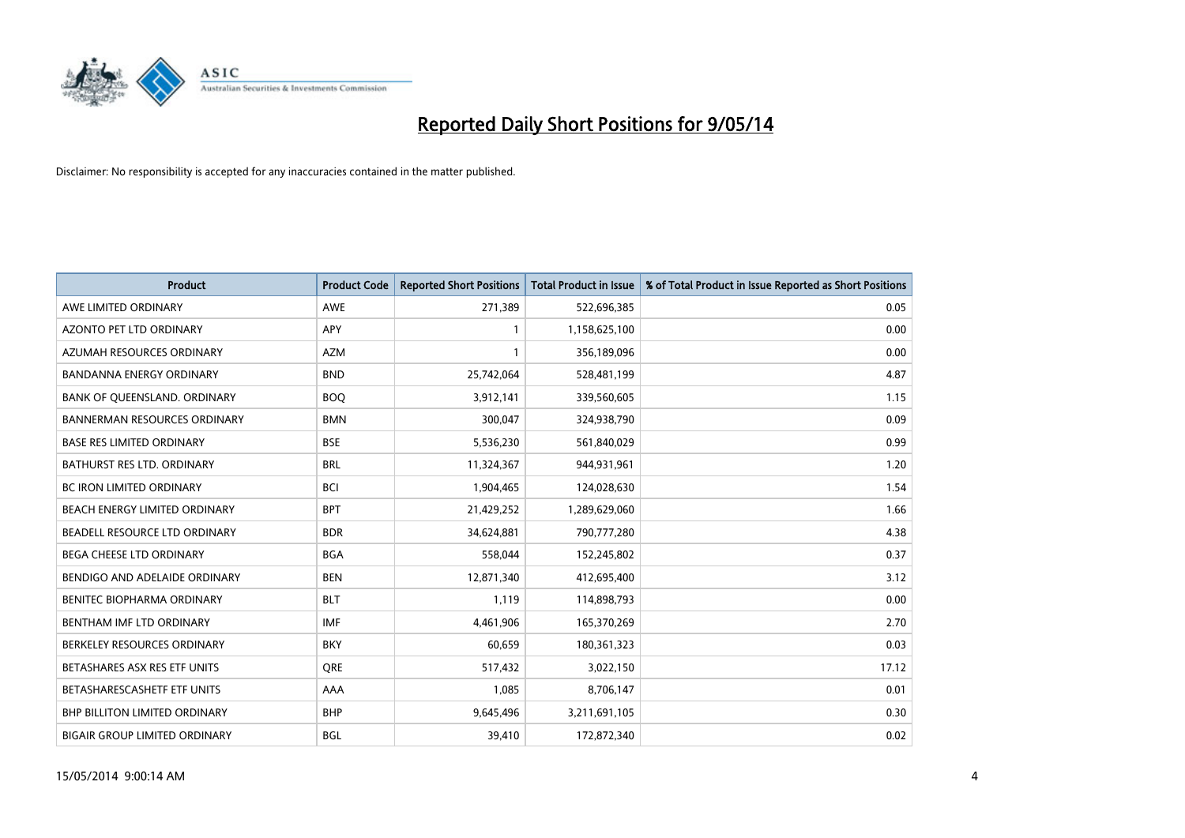# Reported Daily Short Positions for 9/05/14

Disclaimer: No responsibility is accepted for any inaccuracies contained in the matter published.

| Product | Product Code | Reported Short Positions | Total Product in Issue | % of Total Product in Issue Reported as Short Positions |
|---|---|---|---|---|
| AWE LIMITED ORDINARY | AWE | 271,389 | 522,696,385 | 0.05 |
| AZONTO PET LTD ORDINARY | APY | 1 | 1,158,625,100 | 0.00 |
| AZUMAH RESOURCES ORDINARY | AZM | 1 | 356,189,096 | 0.00 |
| BANDANNA ENERGY ORDINARY | BND | 25,742,064 | 528,481,199 | 4.87 |
| BANK OF QUEENSLAND. ORDINARY | BOQ | 3,912,141 | 339,560,605 | 1.15 |
| BANNERMAN RESOURCES ORDINARY | BMN | 300,047 | 324,938,790 | 0.09 |
| BASE RES LIMITED ORDINARY | BSE | 5,536,230 | 561,840,029 | 0.99 |
| BATHURST RES LTD. ORDINARY | BRL | 11,324,367 | 944,931,961 | 1.20 |
| BC IRON LIMITED ORDINARY | BCI | 1,904,465 | 124,028,630 | 1.54 |
| BEACH ENERGY LIMITED ORDINARY | BPT | 21,429,252 | 1,289,629,060 | 1.66 |
| BEADELL RESOURCE LTD ORDINARY | BDR | 34,624,881 | 790,777,280 | 4.38 |
| BEGA CHEESE LTD ORDINARY | BGA | 558,044 | 152,245,802 | 0.37 |
| BENDIGO AND ADELAIDE ORDINARY | BEN | 12,871,340 | 412,695,400 | 3.12 |
| BENITEC BIOPHARMA ORDINARY | BLT | 1,119 | 114,898,793 | 0.00 |
| BENTHAM IMF LTD ORDINARY | IMF | 4,461,906 | 165,370,269 | 2.70 |
| BERKELEY RESOURCES ORDINARY | BKY | 60,659 | 180,361,323 | 0.03 |
| BETASHARES ASX RES ETF UNITS | QRE | 517,432 | 3,022,150 | 17.12 |
| BETASHARESCASHETF ETF UNITS | AAA | 1,085 | 8,706,147 | 0.01 |
| BHP BILLITON LIMITED ORDINARY | BHP | 9,645,496 | 3,211,691,105 | 0.30 |
| BIGAIR GROUP LIMITED ORDINARY | BGL | 39,410 | 172,872,340 | 0.02 |

15/05/2014 9:00:14 AM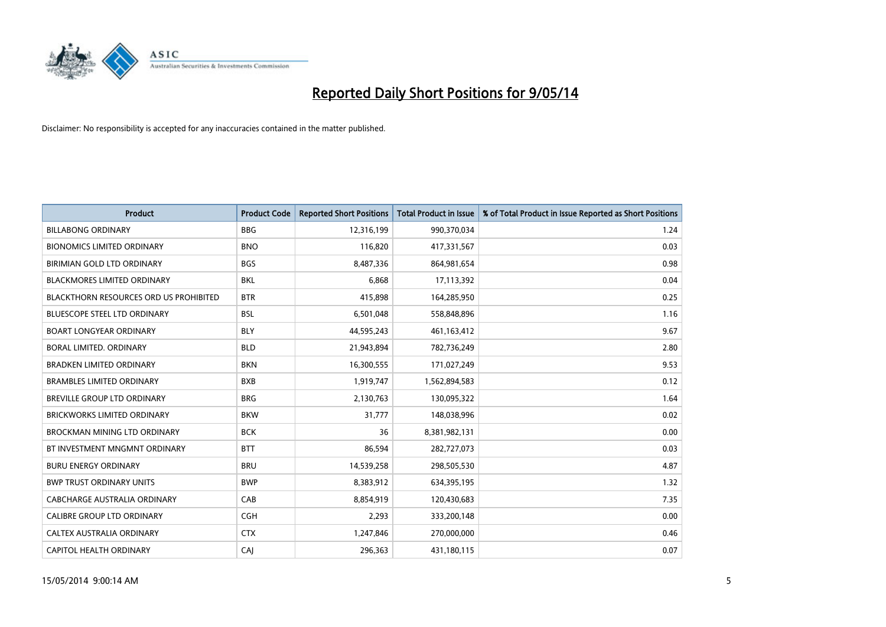# Reported Daily Short Positions for 9/05/14

Disclaimer: No responsibility is accepted for any inaccuracies contained in the matter published.

| Product | Product Code | Reported Short Positions | Total Product in Issue | % of Total Product in Issue Reported as Short Positions |
|---|---|---|---|---|
| BILLABONG ORDINARY | BBG | 12,316,199 | 990,370,034 | 1.24 |
| BIONOMICS LIMITED ORDINARY | BNO | 116,820 | 417,331,567 | 0.03 |
| BIRIMIAN GOLD LTD ORDINARY | BGS | 8,487,336 | 864,981,654 | 0.98 |
| BLACKMORES LIMITED ORDINARY | BKL | 6,868 | 17,113,392 | 0.04 |
| BLACKTHORN RESOURCES ORD US PROHIBITED | BTR | 415,898 | 164,285,950 | 0.25 |
| BLUESCOPE STEEL LTD ORDINARY | BSL | 6,501,048 | 558,848,896 | 1.16 |
| BOART LONGYEAR ORDINARY | BLY | 44,595,243 | 461,163,412 | 9.67 |
| BORAL LIMITED. ORDINARY | BLD | 21,943,894 | 782,736,249 | 2.80 |
| BRADKEN LIMITED ORDINARY | BKN | 16,300,555 | 171,027,249 | 9.53 |
| BRAMBLES LIMITED ORDINARY | BXB | 1,919,747 | 1,562,894,583 | 0.12 |
| BREVILLE GROUP LTD ORDINARY | BRG | 2,130,763 | 130,095,322 | 1.64 |
| BRICKWORKS LIMITED ORDINARY | BKW | 31,777 | 148,038,996 | 0.02 |
| BROCKMAN MINING LTD ORDINARY | BCK | 36 | 8,381,982,131 | 0.00 |
| BT INVESTMENT MNGMNT ORDINARY | BTT | 86,594 | 282,727,073 | 0.03 |
| BURU ENERGY ORDINARY | BRU | 14,539,258 | 298,505,530 | 4.87 |
| BWP TRUST ORDINARY UNITS | BWP | 8,383,912 | 634,395,195 | 1.32 |
| CABCHARGE AUSTRALIA ORDINARY | CAB | 8,854,919 | 120,430,683 | 7.35 |
| CALIBRE GROUP LTD ORDINARY | CGH | 2,293 | 333,200,148 | 0.00 |
| CALTEX AUSTRALIA ORDINARY | CTX | 1,247,846 | 270,000,000 | 0.46 |
| CAPITOL HEALTH ORDINARY | CAJ | 296,363 | 431,180,115 | 0.07 |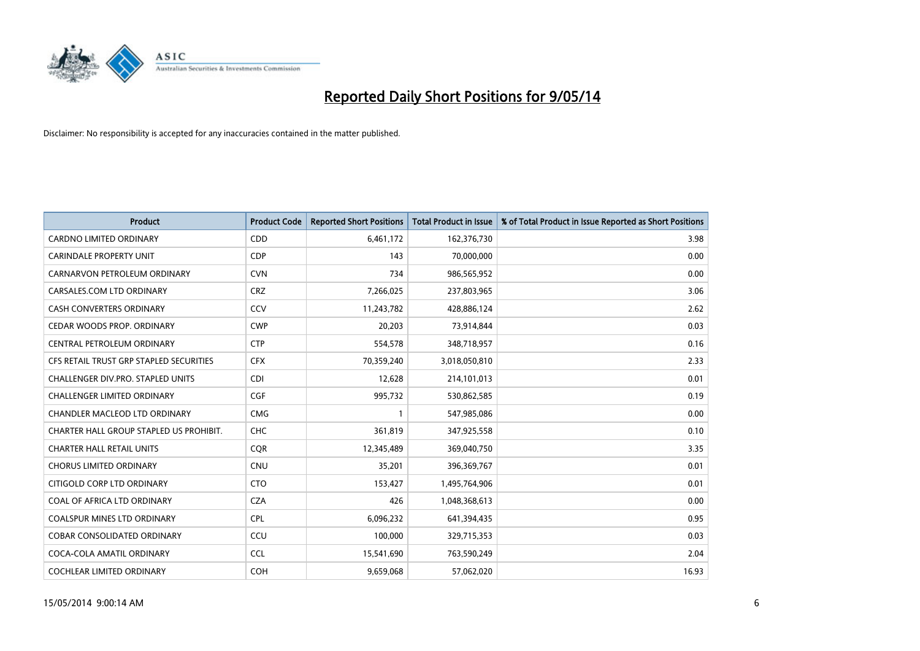# Reported Daily Short Positions for 9/05/14

Disclaimer: No responsibility is accepted for any inaccuracies contained in the matter published.

| Product | Product Code | Reported Short Positions | Total Product in Issue | % of Total Product in Issue Reported as Short Positions |
|---|---|---|---|---|
| CARDNO LIMITED ORDINARY | CDD | 6,461,172 | 162,376,730 | 3.98 |
| CARINDALE PROPERTY UNIT | CDP | 143 | 70,000,000 | 0.00 |
| CARNARVON PETROLEUM ORDINARY | CVN | 734 | 986,565,952 | 0.00 |
| CARSALES.COM LTD ORDINARY | CRZ | 7,266,025 | 237,803,965 | 3.06 |
| CASH CONVERTERS ORDINARY | CCV | 11,243,782 | 428,886,124 | 2.62 |
| CEDAR WOODS PROP. ORDINARY | CWP | 20,203 | 73,914,844 | 0.03 |
| CENTRAL PETROLEUM ORDINARY | CTP | 554,578 | 348,718,957 | 0.16 |
| CFS RETAIL TRUST GRP STAPLED SECURITIES | CFX | 70,359,240 | 3,018,050,810 | 2.33 |
| CHALLENGER DIV.PRO. STAPLED UNITS | CDI | 12,628 | 214,101,013 | 0.01 |
| CHALLENGER LIMITED ORDINARY | CGF | 995,732 | 530,862,585 | 0.19 |
| CHANDLER MACLEOD LTD ORDINARY | CMG | 1 | 547,985,086 | 0.00 |
| CHARTER HALL GROUP STAPLED US PROHIBIT. | CHC | 361,819 | 347,925,558 | 0.10 |
| CHARTER HALL RETAIL UNITS | CQR | 12,345,489 | 369,040,750 | 3.35 |
| CHORUS LIMITED ORDINARY | CNU | 35,201 | 396,369,767 | 0.01 |
| CITIGOLD CORP LTD ORDINARY | CTO | 153,427 | 1,495,764,906 | 0.01 |
| COAL OF AFRICA LTD ORDINARY | CZA | 426 | 1,048,368,613 | 0.00 |
| COALSPUR MINES LTD ORDINARY | CPL | 6,096,232 | 641,394,435 | 0.95 |
| COBAR CONSOLIDATED ORDINARY | CCU | 100,000 | 329,715,353 | 0.03 |
| COCA-COLA AMATIL ORDINARY | CCL | 15,541,690 | 763,590,249 | 2.04 |
| COCHLEAR LIMITED ORDINARY | COH | 9,659,068 | 57,062,020 | 16.93 |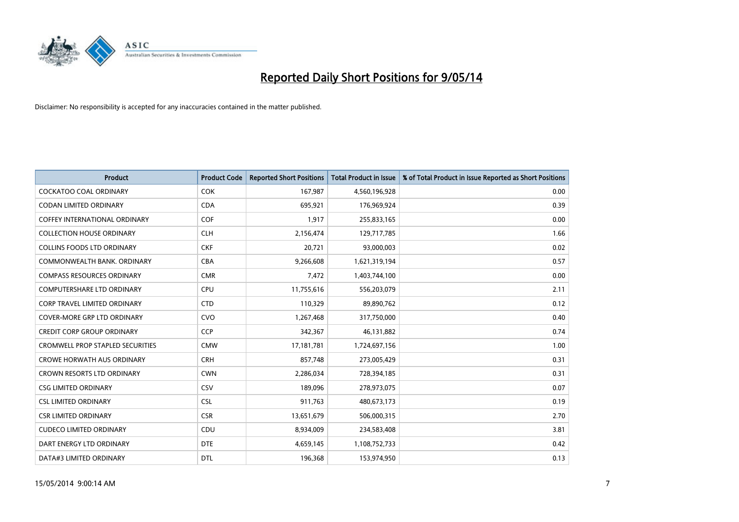# Reported Daily Short Positions for 9/05/14

Disclaimer: No responsibility is accepted for any inaccuracies contained in the matter published.

| Product | Product Code | Reported Short Positions | Total Product in Issue | % of Total Product in Issue Reported as Short Positions |
|---|---|---|---|---|
| COCKATOO COAL ORDINARY | COK | 167,987 | 4,560,196,928 | 0.00 |
| CODAN LIMITED ORDINARY | CDA | 695,921 | 176,969,924 | 0.39 |
| COFFEY INTERNATIONAL ORDINARY | COF | 1,917 | 255,833,165 | 0.00 |
| COLLECTION HOUSE ORDINARY | CLH | 2,156,474 | 129,717,785 | 1.66 |
| COLLINS FOODS LTD ORDINARY | CKF | 20,721 | 93,000,003 | 0.02 |
| COMMONWEALTH BANK. ORDINARY | CBA | 9,266,608 | 1,621,319,194 | 0.57 |
| COMPASS RESOURCES ORDINARY | CMR | 7,472 | 1,403,744,100 | 0.00 |
| COMPUTERSHARE LTD ORDINARY | CPU | 11,755,616 | 556,203,079 | 2.11 |
| CORP TRAVEL LIMITED ORDINARY | CTD | 110,329 | 89,890,762 | 0.12 |
| COVER-MORE GRP LTD ORDINARY | CVO | 1,267,468 | 317,750,000 | 0.40 |
| CREDIT CORP GROUP ORDINARY | CCP | 342,367 | 46,131,882 | 0.74 |
| CROMWELL PROP STAPLED SECURITIES | CMW | 17,181,781 | 1,724,697,156 | 1.00 |
| CROWE HORWATH AUS ORDINARY | CRH | 857,748 | 273,005,429 | 0.31 |
| CROWN RESORTS LTD ORDINARY | CWN | 2,286,034 | 728,394,185 | 0.31 |
| CSG LIMITED ORDINARY | CSV | 189,096 | 278,973,075 | 0.07 |
| CSL LIMITED ORDINARY | CSL | 911,763 | 480,673,173 | 0.19 |
| CSR LIMITED ORDINARY | CSR | 13,651,679 | 506,000,315 | 2.70 |
| CUDECO LIMITED ORDINARY | CDU | 8,934,009 | 234,583,408 | 3.81 |
| DART ENERGY LTD ORDINARY | DTE | 4,659,145 | 1,108,752,733 | 0.42 |
| DATA#3 LIMITED ORDINARY | DTL | 196,368 | 153,974,950 | 0.13 |

15/05/2014 9:00:14 AM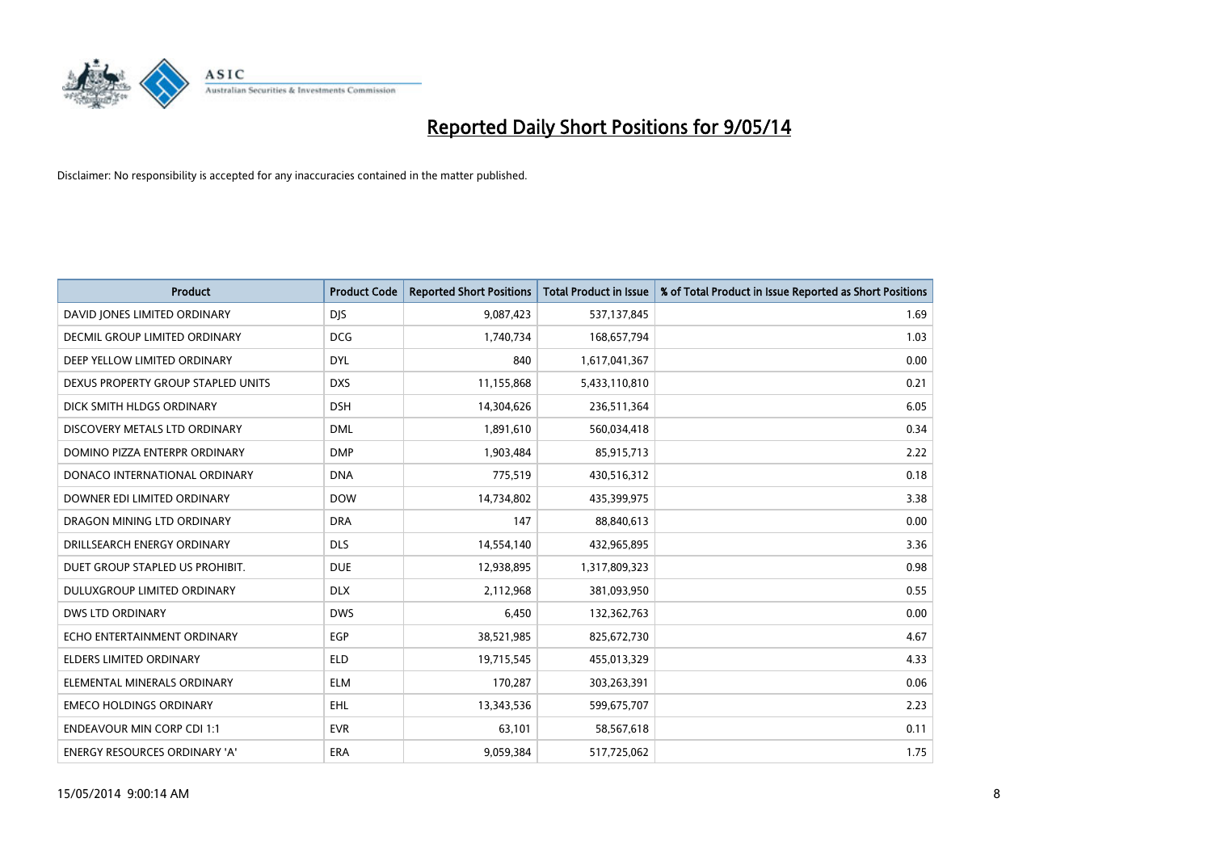# Reported Daily Short Positions for 9/05/14

Disclaimer: No responsibility is accepted for any inaccuracies contained in the matter published.

| Product | Product Code | Reported Short Positions | Total Product in Issue | % of Total Product in Issue Reported as Short Positions |
|---|---|---|---|---|
| DAVID JONES LIMITED ORDINARY | DJS | 9,087,423 | 537,137,845 | 1.69 |
| DECMIL GROUP LIMITED ORDINARY | DCG | 1,740,734 | 168,657,794 | 1.03 |
| DEEP YELLOW LIMITED ORDINARY | DYL | 840 | 1,617,041,367 | 0.00 |
| DEXUS PROPERTY GROUP STAPLED UNITS | DXS | 11,155,868 | 5,433,110,810 | 0.21 |
| DICK SMITH HLDGS ORDINARY | DSH | 14,304,626 | 236,511,364 | 6.05 |
| DISCOVERY METALS LTD ORDINARY | DML | 1,891,610 | 560,034,418 | 0.34 |
| DOMINO PIZZA ENTERPR ORDINARY | DMP | 1,903,484 | 85,915,713 | 2.22 |
| DONACO INTERNATIONAL ORDINARY | DNA | 775,519 | 430,516,312 | 0.18 |
| DOWNER EDI LIMITED ORDINARY | DOW | 14,734,802 | 435,399,975 | 3.38 |
| DRAGON MINING LTD ORDINARY | DRA | 147 | 88,840,613 | 0.00 |
| DRILLSEARCH ENERGY ORDINARY | DLS | 14,554,140 | 432,965,895 | 3.36 |
| DUET GROUP STAPLED US PROHIBIT. | DUE | 12,938,895 | 1,317,809,323 | 0.98 |
| DULUXGROUP LIMITED ORDINARY | DLX | 2,112,968 | 381,093,950 | 0.55 |
| DWS LTD ORDINARY | DWS | 6,450 | 132,362,763 | 0.00 |
| ECHO ENTERTAINMENT ORDINARY | EGP | 38,521,985 | 825,672,730 | 4.67 |
| ELDERS LIMITED ORDINARY | ELD | 19,715,545 | 455,013,329 | 4.33 |
| ELEMENTAL MINERALS ORDINARY | ELM | 170,287 | 303,263,391 | 0.06 |
| EMECO HOLDINGS ORDINARY | EHL | 13,343,536 | 599,675,707 | 2.23 |
| ENDEAVOUR MIN CORP CDI 1:1 | EVR | 63,101 | 58,567,618 | 0.11 |
| ENERGY RESOURCES ORDINARY 'A' | ERA | 9,059,384 | 517,725,062 | 1.75 |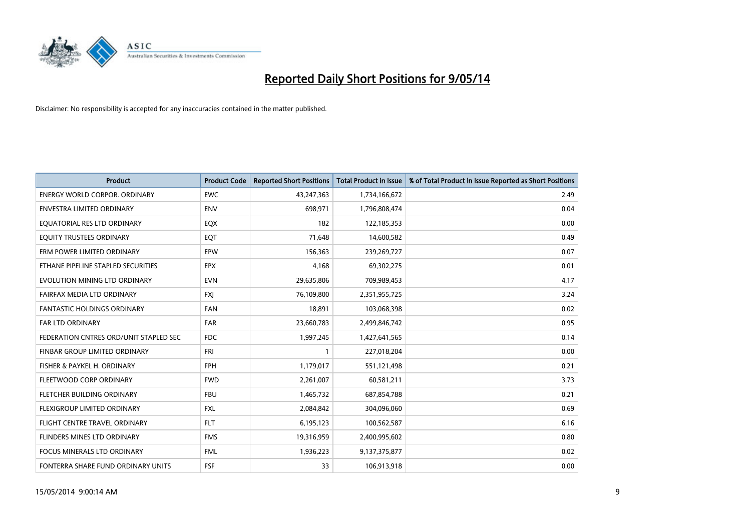# Reported Daily Short Positions for 9/05/14

Disclaimer: No responsibility is accepted for any inaccuracies contained in the matter published.

| Product | Product Code | Reported Short Positions | Total Product in Issue | % of Total Product in Issue Reported as Short Positions |
|---|---|---|---|---|
| ENERGY WORLD CORPOR. ORDINARY | EWC | 43,247,363 | 1,734,166,672 | 2.49 |
| ENVESTRA LIMITED ORDINARY | ENV | 698,971 | 1,796,808,474 | 0.04 |
| EQUATORIAL RES LTD ORDINARY | EQX | 182 | 122,185,353 | 0.00 |
| EQUITY TRUSTEES ORDINARY | EQT | 71,648 | 14,600,582 | 0.49 |
| ERM POWER LIMITED ORDINARY | EPW | 156,363 | 239,269,727 | 0.07 |
| ETHANE PIPELINE STAPLED SECURITIES | EPX | 4,168 | 69,302,275 | 0.01 |
| EVOLUTION MINING LTD ORDINARY | EVN | 29,635,806 | 709,989,453 | 4.17 |
| FAIRFAX MEDIA LTD ORDINARY | FXJ | 76,109,800 | 2,351,955,725 | 3.24 |
| FANTASTIC HOLDINGS ORDINARY | FAN | 18,891 | 103,068,398 | 0.02 |
| FAR LTD ORDINARY | FAR | 23,660,783 | 2,499,846,742 | 0.95 |
| FEDERATION CNTRES ORD/UNIT STAPLED SEC | FDC | 1,997,245 | 1,427,641,565 | 0.14 |
| FINBAR GROUP LIMITED ORDINARY | FRI | 1 | 227,018,204 | 0.00 |
| FISHER & PAYKEL H. ORDINARY | FPH | 1,179,017 | 551,121,498 | 0.21 |
| FLEETWOOD CORP ORDINARY | FWD | 2,261,007 | 60,581,211 | 3.73 |
| FLETCHER BUILDING ORDINARY | FBU | 1,465,732 | 687,854,788 | 0.21 |
| FLEXIGROUP LIMITED ORDINARY | FXL | 2,084,842 | 304,096,060 | 0.69 |
| FLIGHT CENTRE TRAVEL ORDINARY | FLT | 6,195,123 | 100,562,587 | 6.16 |
| FLINDERS MINES LTD ORDINARY | FMS | 19,316,959 | 2,400,995,602 | 0.80 |
| FOCUS MINERALS LTD ORDINARY | FML | 1,936,223 | 9,137,375,877 | 0.02 |
| FONTERRA SHARE FUND ORDINARY UNITS | FSF | 33 | 106,913,918 | 0.00 |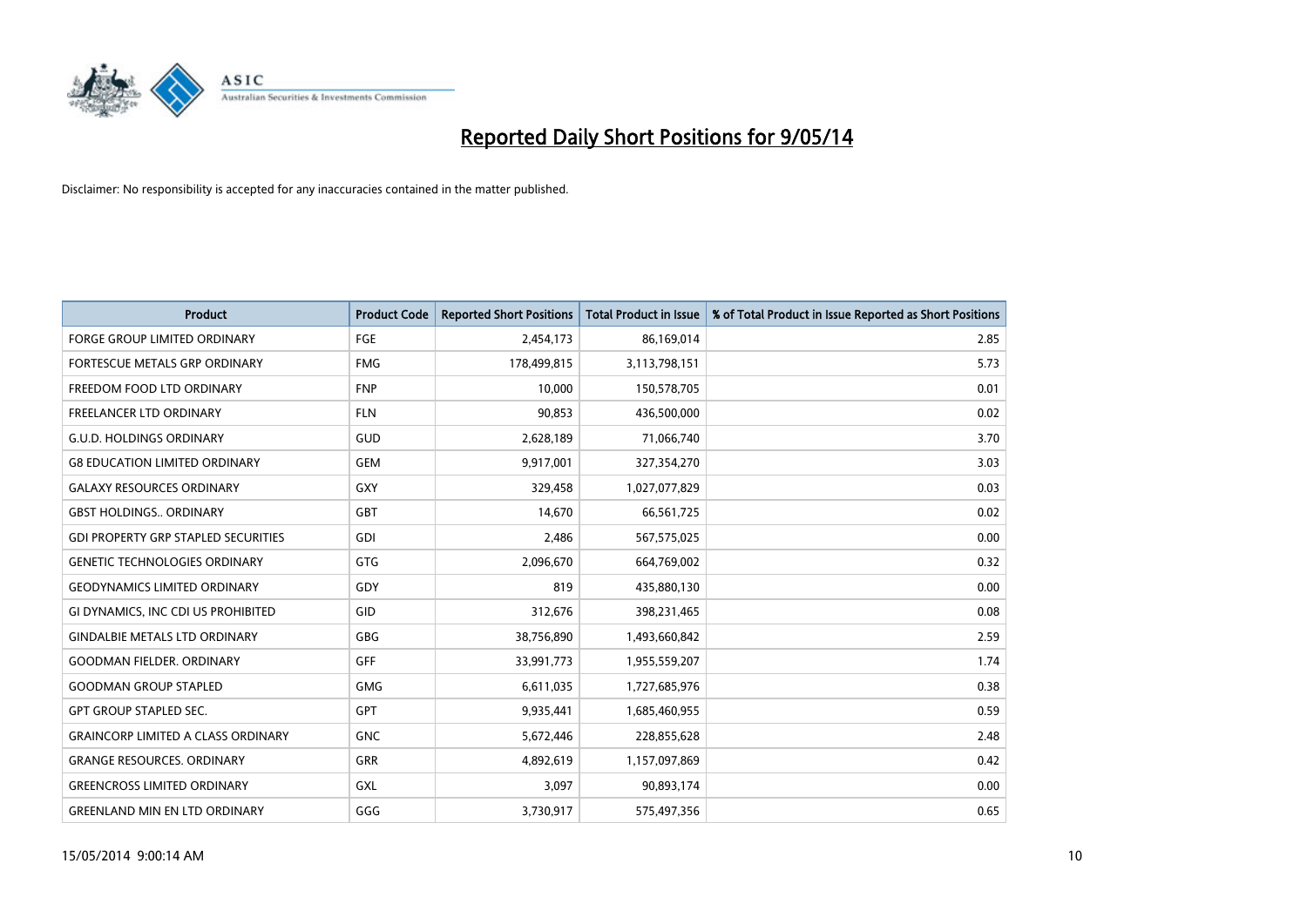# Reported Daily Short Positions for 9/05/14

Disclaimer: No responsibility is accepted for any inaccuracies contained in the matter published.

| Product | Product Code | Reported Short Positions | Total Product in Issue | % of Total Product in Issue Reported as Short Positions |
|---|---|---|---|---|
| FORGE GROUP LIMITED ORDINARY | FGE | 2,454,173 | 86,169,014 | 2.85 |
| FORTESCUE METALS GRP ORDINARY | FMG | 178,499,815 | 3,113,798,151 | 5.73 |
| FREEDOM FOOD LTD ORDINARY | FNP | 10,000 | 150,578,705 | 0.01 |
| FREELANCER LTD ORDINARY | FLN | 90,853 | 436,500,000 | 0.02 |
| G.U.D. HOLDINGS ORDINARY | GUD | 2,628,189 | 71,066,740 | 3.70 |
| G8 EDUCATION LIMITED ORDINARY | GEM | 9,917,001 | 327,354,270 | 3.03 |
| GALAXY RESOURCES ORDINARY | GXY | 329,458 | 1,027,077,829 | 0.03 |
| GBST HOLDINGS.. ORDINARY | GBT | 14,670 | 66,561,725 | 0.02 |
| GDI PROPERTY GRP STAPLED SECURITIES | GDI | 2,486 | 567,575,025 | 0.00 |
| GENETIC TECHNOLOGIES ORDINARY | GTG | 2,096,670 | 664,769,002 | 0.32 |
| GEODYNAMICS LIMITED ORDINARY | GDY | 819 | 435,880,130 | 0.00 |
| GI DYNAMICS, INC CDI US PROHIBITED | GID | 312,676 | 398,231,465 | 0.08 |
| GINDALBIE METALS LTD ORDINARY | GBG | 38,756,890 | 1,493,660,842 | 2.59 |
| GOODMAN FIELDER. ORDINARY | GFF | 33,991,773 | 1,955,559,207 | 1.74 |
| GOODMAN GROUP STAPLED | GMG | 6,611,035 | 1,727,685,976 | 0.38 |
| GPT GROUP STAPLED SEC. | GPT | 9,935,441 | 1,685,460,955 | 0.59 |
| GRAINCORP LIMITED A CLASS ORDINARY | GNC | 5,672,446 | 228,855,628 | 2.48 |
| GRANGE RESOURCES. ORDINARY | GRR | 4,892,619 | 1,157,097,869 | 0.42 |
| GREENCROSS LIMITED ORDINARY | GXL | 3,097 | 90,893,174 | 0.00 |
| GREENLAND MIN EN LTD ORDINARY | GGG | 3,730,917 | 575,497,356 | 0.65 |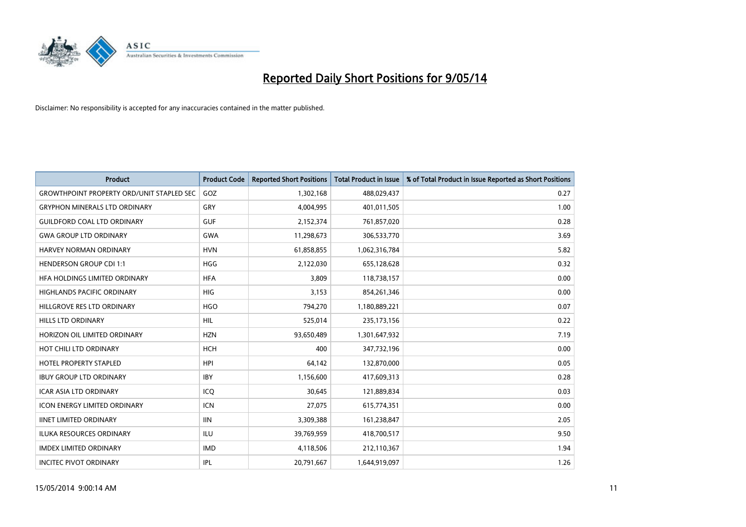# Reported Daily Short Positions for 9/05/14

Disclaimer: No responsibility is accepted for any inaccuracies contained in the matter published.

| Product | Product Code | Reported Short Positions | Total Product in Issue | % of Total Product in Issue Reported as Short Positions |
|---|---|---|---|---|
| GROWTHPOINT PROPERTY ORD/UNIT STAPLED SEC | GOZ | 1,302,168 | 488,029,437 | 0.27 |
| GRYPHON MINERALS LTD ORDINARY | GRY | 4,004,995 | 401,011,505 | 1.00 |
| GUILDFORD COAL LTD ORDINARY | GUF | 2,152,374 | 761,857,020 | 0.28 |
| GWA GROUP LTD ORDINARY | GWA | 11,298,673 | 306,533,770 | 3.69 |
| HARVEY NORMAN ORDINARY | HVN | 61,858,855 | 1,062,316,784 | 5.82 |
| HENDERSON GROUP CDI 1:1 | HGG | 2,122,030 | 655,128,628 | 0.32 |
| HFA HOLDINGS LIMITED ORDINARY | HFA | 3,809 | 118,738,157 | 0.00 |
| HIGHLANDS PACIFIC ORDINARY | HIG | 3,153 | 854,261,346 | 0.00 |
| HILLGROVE RES LTD ORDINARY | HGO | 794,270 | 1,180,889,221 | 0.07 |
| HILLS LTD ORDINARY | HIL | 525,014 | 235,173,156 | 0.22 |
| HORIZON OIL LIMITED ORDINARY | HZN | 93,650,489 | 1,301,647,932 | 7.19 |
| HOT CHILI LTD ORDINARY | HCH | 400 | 347,732,196 | 0.00 |
| HOTEL PROPERTY STAPLED | HPI | 64,142 | 132,870,000 | 0.05 |
| IBUY GROUP LTD ORDINARY | IBY | 1,156,600 | 417,609,313 | 0.28 |
| ICAR ASIA LTD ORDINARY | ICQ | 30,645 | 121,889,834 | 0.03 |
| ICON ENERGY LIMITED ORDINARY | ICN | 27,075 | 615,774,351 | 0.00 |
| IINET LIMITED ORDINARY | IIN | 3,309,388 | 161,238,847 | 2.05 |
| ILUKA RESOURCES ORDINARY | ILU | 39,769,959 | 418,700,517 | 9.50 |
| IMDEX LIMITED ORDINARY | IMD | 4,118,506 | 212,110,367 | 1.94 |
| INCITEC PIVOT ORDINARY | IPL | 20,791,667 | 1,644,919,097 | 1.26 |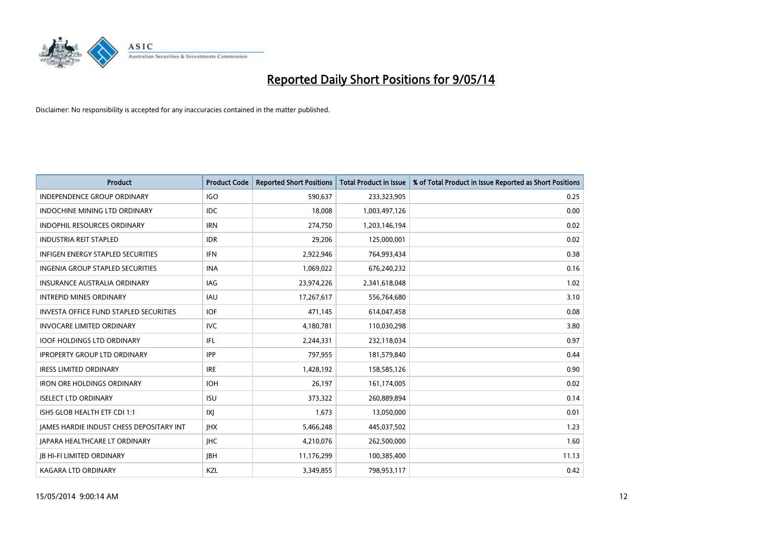# Reported Daily Short Positions for 9/05/14

Disclaimer: No responsibility is accepted for any inaccuracies contained in the matter published.

| Product | Product Code | Reported Short Positions | Total Product in Issue | % of Total Product in Issue Reported as Short Positions |
|---|---|---|---|---|
| INDEPENDENCE GROUP ORDINARY | IGO | 590,637 | 233,323,905 | 0.25 |
| INDOCHINE MINING LTD ORDINARY | IDC | 18,008 | 1,003,497,126 | 0.00 |
| INDOPHIL RESOURCES ORDINARY | IRN | 274,750 | 1,203,146,194 | 0.02 |
| INDUSTRIA REIT STAPLED | IDR | 29,206 | 125,000,001 | 0.02 |
| INFIGEN ENERGY STAPLED SECURITIES | IFN | 2,922,946 | 764,993,434 | 0.38 |
| INGENIA GROUP STAPLED SECURITIES | INA | 1,069,022 | 676,240,232 | 0.16 |
| INSURANCE AUSTRALIA ORDINARY | IAG | 23,974,226 | 2,341,618,048 | 1.02 |
| INTREPID MINES ORDINARY | IAU | 17,267,617 | 556,764,680 | 3.10 |
| INVESTA OFFICE FUND STAPLED SECURITIES | IOF | 471,145 | 614,047,458 | 0.08 |
| INVOCARE LIMITED ORDINARY | IVC | 4,180,781 | 110,030,298 | 3.80 |
| IOOF HOLDINGS LTD ORDINARY | IFL | 2,244,331 | 232,118,034 | 0.97 |
| IPROPERTY GROUP LTD ORDINARY | IPP | 797,955 | 181,579,840 | 0.44 |
| IRESS LIMITED ORDINARY | IRE | 1,428,192 | 158,585,126 | 0.90 |
| IRON ORE HOLDINGS ORDINARY | IOH | 26,197 | 161,174,005 | 0.02 |
| ISELECT LTD ORDINARY | ISU | 373,322 | 260,889,894 | 0.14 |
| ISHS GLOB HEALTH ETF CDI 1:1 | IXJ | 1,673 | 13,050,000 | 0.01 |
| JAMES HARDIE INDUST CHESS DEPOSITARY INT | JHX | 5,466,248 | 445,037,502 | 1.23 |
| JAPARA HEALTHCARE LT ORDINARY | JHC | 4,210,076 | 262,500,000 | 1.60 |
| JB HI-FI LIMITED ORDINARY | JBH | 11,176,299 | 100,385,400 | 11.13 |
| KAGARA LTD ORDINARY | KZL | 3,349,855 | 798,953,117 | 0.42 |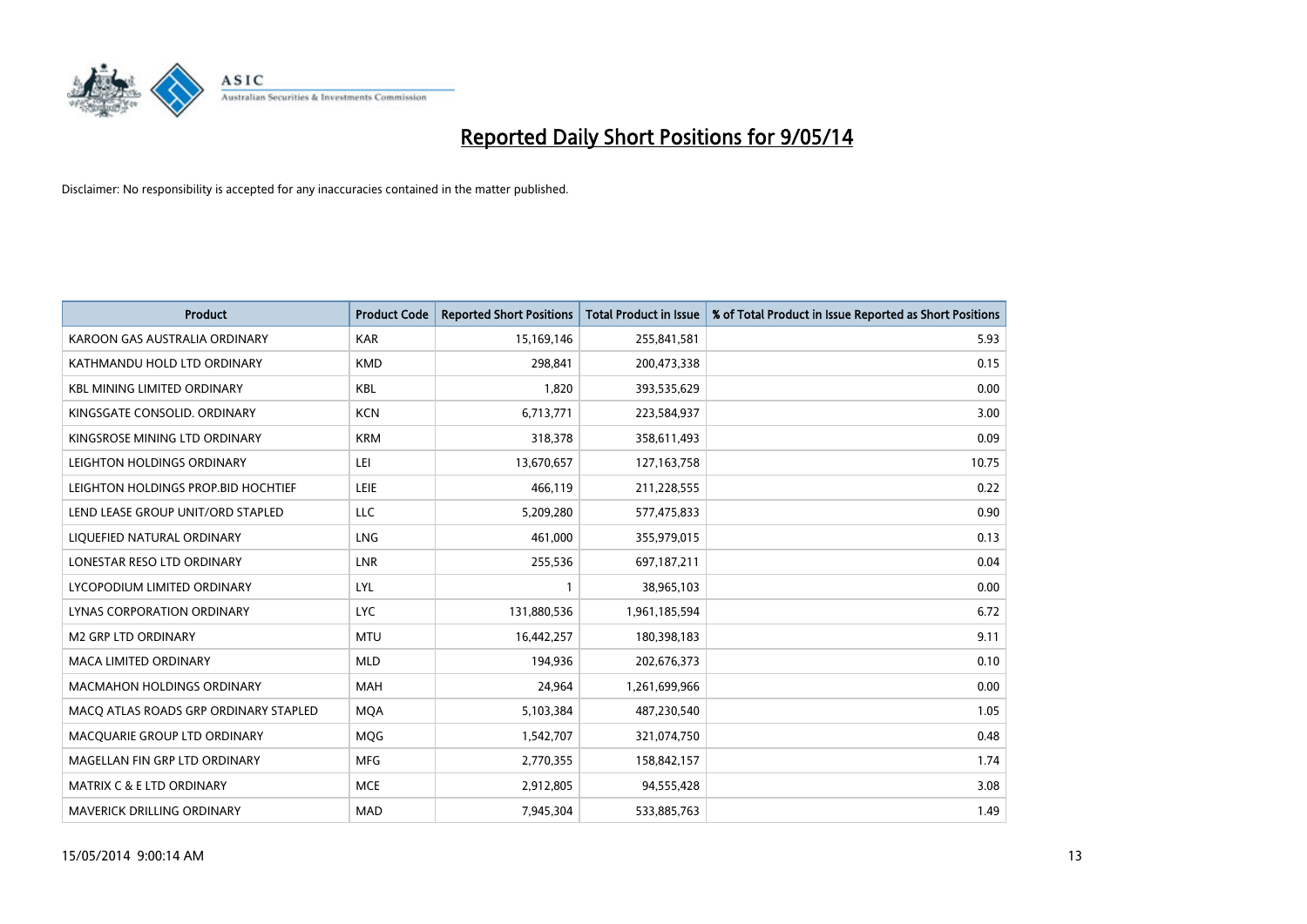# Reported Daily Short Positions for 9/05/14

Disclaimer: No responsibility is accepted for any inaccuracies contained in the matter published.

| Product | Product Code | Reported Short Positions | Total Product in Issue | % of Total Product in Issue Reported as Short Positions |
|---|---|---|---|---|
| KAROON GAS AUSTRALIA ORDINARY | KAR | 15,169,146 | 255,841,581 | 5.93 |
| KATHMANDU HOLD LTD ORDINARY | KMD | 298,841 | 200,473,338 | 0.15 |
| KBL MINING LIMITED ORDINARY | KBL | 1,820 | 393,535,629 | 0.00 |
| KINGSGATE CONSOLID. ORDINARY | KCN | 6,713,771 | 223,584,937 | 3.00 |
| KINGSROSE MINING LTD ORDINARY | KRM | 318,378 | 358,611,493 | 0.09 |
| LEIGHTON HOLDINGS ORDINARY | LEI | 13,670,657 | 127,163,758 | 10.75 |
| LEIGHTON HOLDINGS PROP.BID HOCHTIEF | LEIE | 466,119 | 211,228,555 | 0.22 |
| LEND LEASE GROUP UNIT/ORD STAPLED | LLC | 5,209,280 | 577,475,833 | 0.90 |
| LIQUEFIED NATURAL ORDINARY | LNG | 461,000 | 355,979,015 | 0.13 |
| LONESTAR RESO LTD ORDINARY | LNR | 255,536 | 697,187,211 | 0.04 |
| LYCOPODIUM LIMITED ORDINARY | LYL | 1 | 38,965,103 | 0.00 |
| LYNAS CORPORATION ORDINARY | LYC | 131,880,536 | 1,961,185,594 | 6.72 |
| M2 GRP LTD ORDINARY | MTU | 16,442,257 | 180,398,183 | 9.11 |
| MACA LIMITED ORDINARY | MLD | 194,936 | 202,676,373 | 0.10 |
| MACMAHON HOLDINGS ORDINARY | MAH | 24,964 | 1,261,699,966 | 0.00 |
| MACQ ATLAS ROADS GRP ORDINARY STAPLED | MQA | 5,103,384 | 487,230,540 | 1.05 |
| MACQUARIE GROUP LTD ORDINARY | MQG | 1,542,707 | 321,074,750 | 0.48 |
| MAGELLAN FIN GRP LTD ORDINARY | MFG | 2,770,355 | 158,842,157 | 1.74 |
| MATRIX C & E LTD ORDINARY | MCE | 2,912,805 | 94,555,428 | 3.08 |
| MAVERICK DRILLING ORDINARY | MAD | 7,945,304 | 533,885,763 | 1.49 |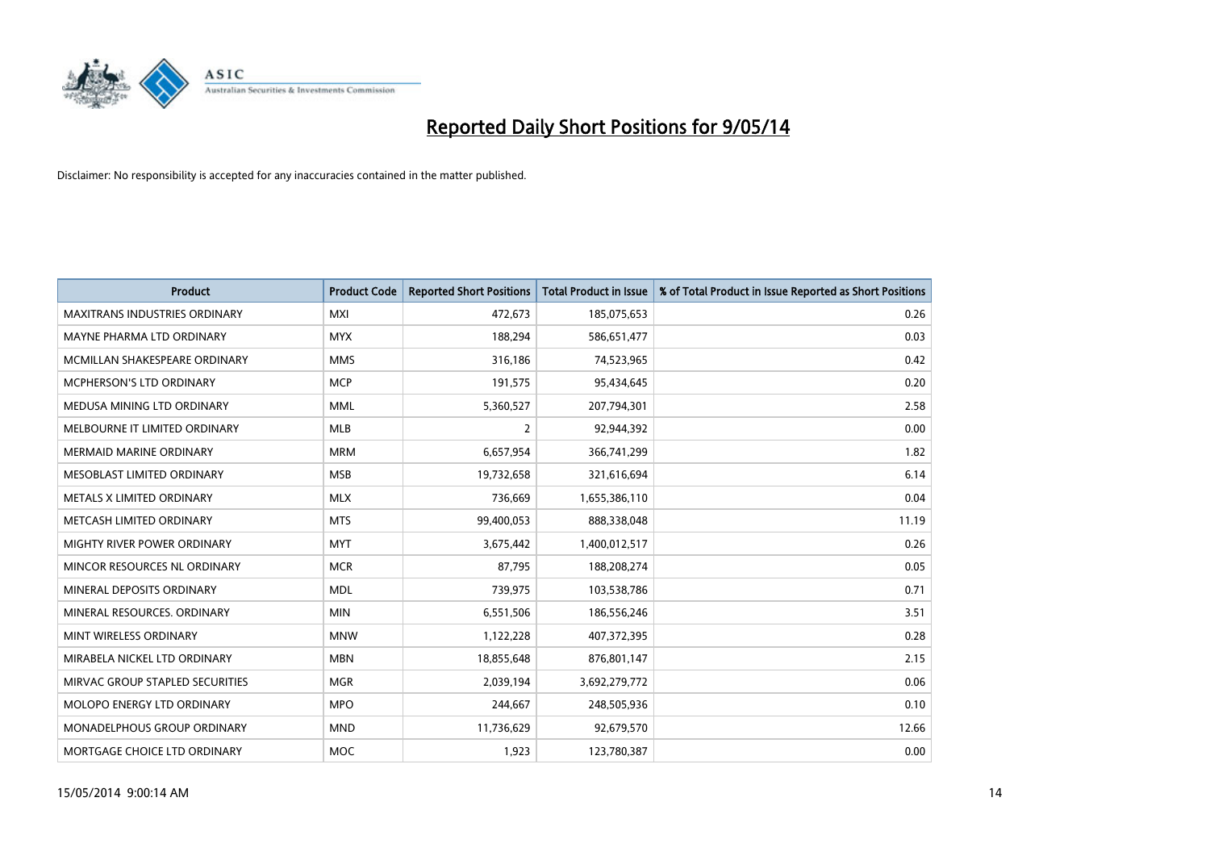# Reported Daily Short Positions for 9/05/14

Disclaimer: No responsibility is accepted for any inaccuracies contained in the matter published.

| Product | Product Code | Reported Short Positions | Total Product in Issue | % of Total Product in Issue Reported as Short Positions |
|---|---|---|---|---|
| MAXITRANS INDUSTRIES ORDINARY | MXI | 472,673 | 185,075,653 | 0.26 |
| MAYNE PHARMA LTD ORDINARY | MYX | 188,294 | 586,651,477 | 0.03 |
| MCMILLAN SHAKESPEARE ORDINARY | MMS | 316,186 | 74,523,965 | 0.42 |
| MCPHERSON'S LTD ORDINARY | MCP | 191,575 | 95,434,645 | 0.20 |
| MEDUSA MINING LTD ORDINARY | MML | 5,360,527 | 207,794,301 | 2.58 |
| MELBOURNE IT LIMITED ORDINARY | MLB | 2 | 92,944,392 | 0.00 |
| MERMAID MARINE ORDINARY | MRM | 6,657,954 | 366,741,299 | 1.82 |
| MESOBLAST LIMITED ORDINARY | MSB | 19,732,658 | 321,616,694 | 6.14 |
| METALS X LIMITED ORDINARY | MLX | 736,669 | 1,655,386,110 | 0.04 |
| METCASH LIMITED ORDINARY | MTS | 99,400,053 | 888,338,048 | 11.19 |
| MIGHTY RIVER POWER ORDINARY | MYT | 3,675,442 | 1,400,012,517 | 0.26 |
| MINCOR RESOURCES NL ORDINARY | MCR | 87,795 | 188,208,274 | 0.05 |
| MINERAL DEPOSITS ORDINARY | MDL | 739,975 | 103,538,786 | 0.71 |
| MINERAL RESOURCES. ORDINARY | MIN | 6,551,506 | 186,556,246 | 3.51 |
| MINT WIRELESS ORDINARY | MNW | 1,122,228 | 407,372,395 | 0.28 |
| MIRABELA NICKEL LTD ORDINARY | MBN | 18,855,648 | 876,801,147 | 2.15 |
| MIRVAC GROUP STAPLED SECURITIES | MGR | 2,039,194 | 3,692,279,772 | 0.06 |
| MOLOPO ENERGY LTD ORDINARY | MPO | 244,667 | 248,505,936 | 0.10 |
| MONADELPHOUS GROUP ORDINARY | MND | 11,736,629 | 92,679,570 | 12.66 |
| MORTGAGE CHOICE LTD ORDINARY | MOC | 1,923 | 123,780,387 | 0.00 |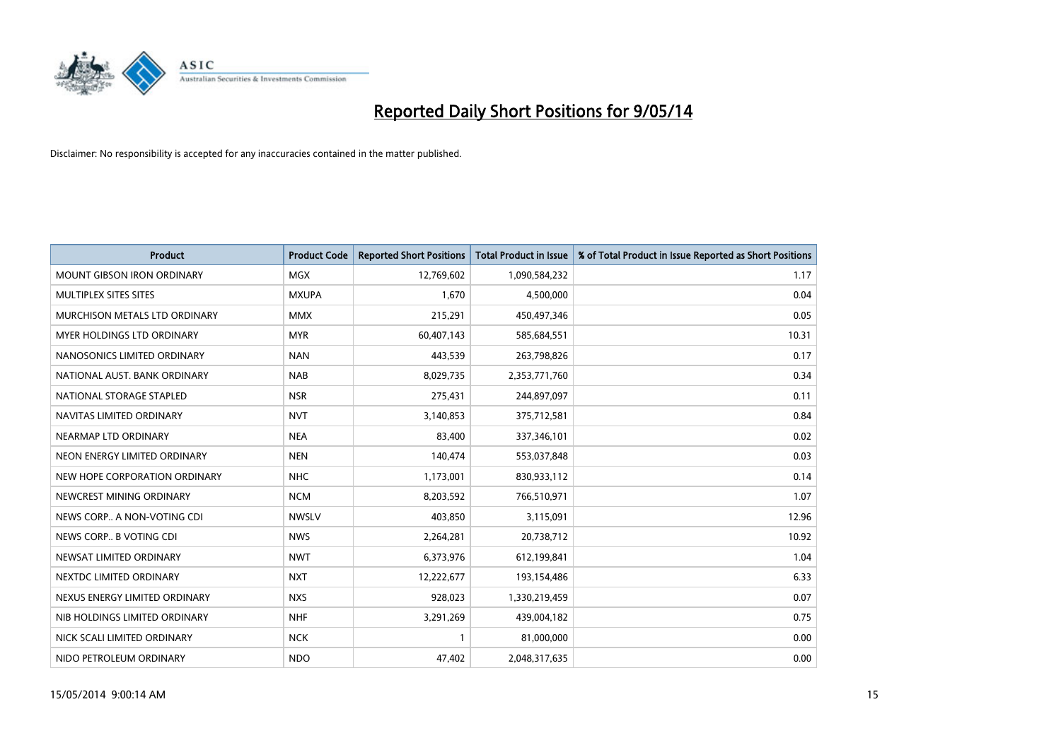# Reported Daily Short Positions for 9/05/14

Disclaimer: No responsibility is accepted for any inaccuracies contained in the matter published.

| Product | Product Code | Reported Short Positions | Total Product in Issue | % of Total Product in Issue Reported as Short Positions |
|---|---|---|---|---|
| MOUNT GIBSON IRON ORDINARY | MGX | 12,769,602 | 1,090,584,232 | 1.17 |
| MULTIPLEX SITES SITES | MXUPA | 1,670 | 4,500,000 | 0.04 |
| MURCHISON METALS LTD ORDINARY | MMX | 215,291 | 450,497,346 | 0.05 |
| MYER HOLDINGS LTD ORDINARY | MYR | 60,407,143 | 585,684,551 | 10.31 |
| NANOSONICS LIMITED ORDINARY | NAN | 443,539 | 263,798,826 | 0.17 |
| NATIONAL AUST. BANK ORDINARY | NAB | 8,029,735 | 2,353,771,760 | 0.34 |
| NATIONAL STORAGE STAPLED | NSR | 275,431 | 244,897,097 | 0.11 |
| NAVITAS LIMITED ORDINARY | NVT | 3,140,853 | 375,712,581 | 0.84 |
| NEARMAP LTD ORDINARY | NEA | 83,400 | 337,346,101 | 0.02 |
| NEON ENERGY LIMITED ORDINARY | NEN | 140,474 | 553,037,848 | 0.03 |
| NEW HOPE CORPORATION ORDINARY | NHC | 1,173,001 | 830,933,112 | 0.14 |
| NEWCREST MINING ORDINARY | NCM | 8,203,592 | 766,510,971 | 1.07 |
| NEWS CORP.. A NON-VOTING CDI | NWSLV | 403,850 | 3,115,091 | 12.96 |
| NEWS CORP.. B VOTING CDI | NWS | 2,264,281 | 20,738,712 | 10.92 |
| NEWSAT LIMITED ORDINARY | NWT | 6,373,976 | 612,199,841 | 1.04 |
| NEXTDC LIMITED ORDINARY | NXT | 12,222,677 | 193,154,486 | 6.33 |
| NEXUS ENERGY LIMITED ORDINARY | NXS | 928,023 | 1,330,219,459 | 0.07 |
| NIB HOLDINGS LIMITED ORDINARY | NHF | 3,291,269 | 439,004,182 | 0.75 |
| NICK SCALI LIMITED ORDINARY | NCK | 1 | 81,000,000 | 0.00 |
| NIDO PETROLEUM ORDINARY | NDO | 47,402 | 2,048,317,635 | 0.00 |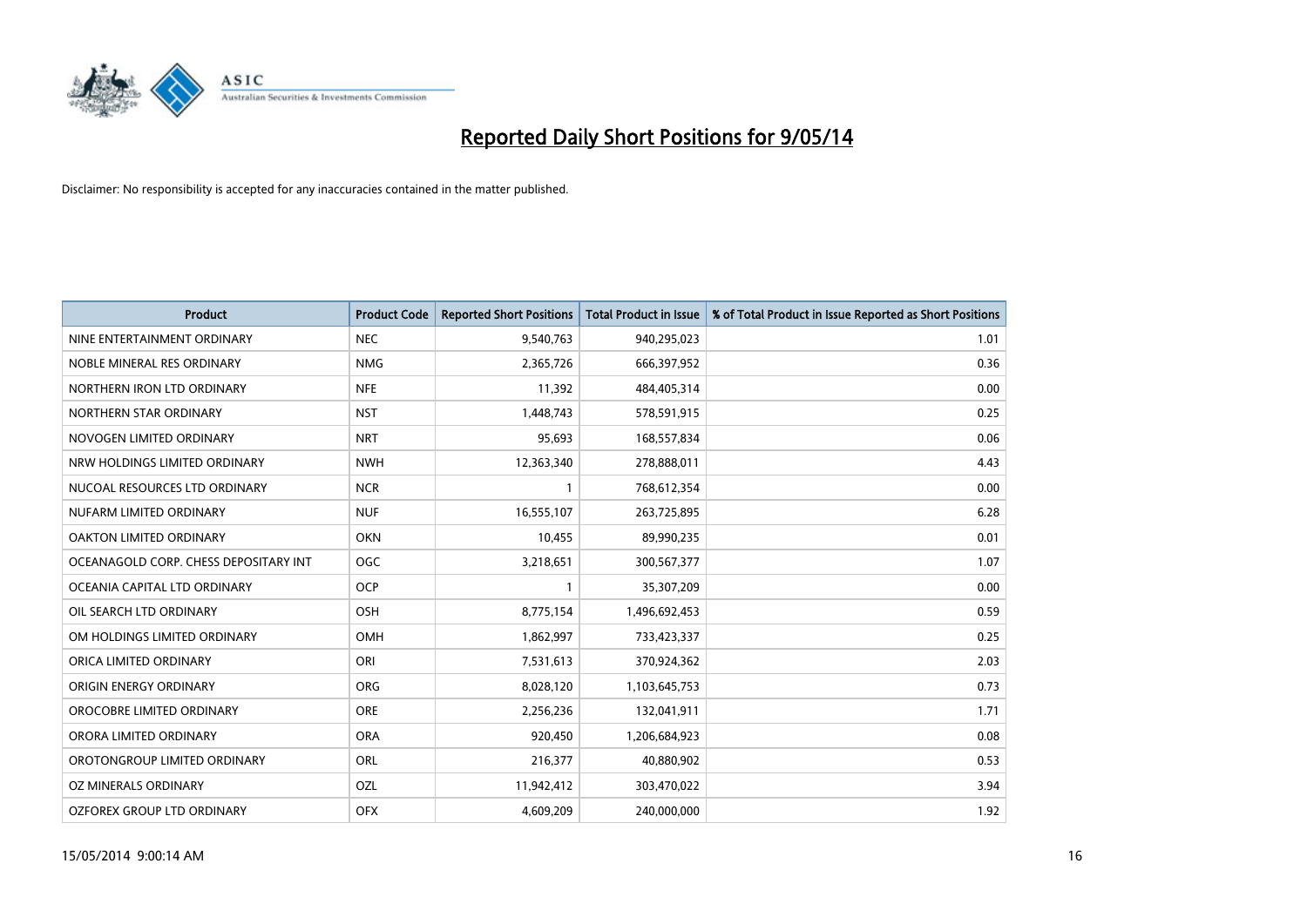# Reported Daily Short Positions for 9/05/14

Disclaimer: No responsibility is accepted for any inaccuracies contained in the matter published.

| Product | Product Code | Reported Short Positions | Total Product in Issue | % of Total Product in Issue Reported as Short Positions |
|---|---|---|---|---|
| NINE ENTERTAINMENT ORDINARY | NEC | 9,540,763 | 940,295,023 | 1.01 |
| NOBLE MINERAL RES ORDINARY | NMG | 2,365,726 | 666,397,952 | 0.36 |
| NORTHERN IRON LTD ORDINARY | NFE | 11,392 | 484,405,314 | 0.00 |
| NORTHERN STAR ORDINARY | NST | 1,448,743 | 578,591,915 | 0.25 |
| NOVOGEN LIMITED ORDINARY | NRT | 95,693 | 168,557,834 | 0.06 |
| NRW HOLDINGS LIMITED ORDINARY | NWH | 12,363,340 | 278,888,011 | 4.43 |
| NUCOAL RESOURCES LTD ORDINARY | NCR | 1 | 768,612,354 | 0.00 |
| NUFARM LIMITED ORDINARY | NUF | 16,555,107 | 263,725,895 | 6.28 |
| OAKTON LIMITED ORDINARY | OKN | 10,455 | 89,990,235 | 0.01 |
| OCEANAGOLD CORP. CHESS DEPOSITARY INT | OGC | 3,218,651 | 300,567,377 | 1.07 |
| OCEANIA CAPITAL LTD ORDINARY | OCP | 1 | 35,307,209 | 0.00 |
| OIL SEARCH LTD ORDINARY | OSH | 8,775,154 | 1,496,692,453 | 0.59 |
| OM HOLDINGS LIMITED ORDINARY | OMH | 1,862,997 | 733,423,337 | 0.25 |
| ORICA LIMITED ORDINARY | ORI | 7,531,613 | 370,924,362 | 2.03 |
| ORIGIN ENERGY ORDINARY | ORG | 8,028,120 | 1,103,645,753 | 0.73 |
| OROCOBRE LIMITED ORDINARY | ORE | 2,256,236 | 132,041,911 | 1.71 |
| ORORA LIMITED ORDINARY | ORA | 920,450 | 1,206,684,923 | 0.08 |
| OROTONGROUP LIMITED ORDINARY | ORL | 216,377 | 40,880,902 | 0.53 |
| OZ MINERALS ORDINARY | OZL | 11,942,412 | 303,470,022 | 3.94 |
| OZFOREX GROUP LTD ORDINARY | OFX | 4,609,209 | 240,000,000 | 1.92 |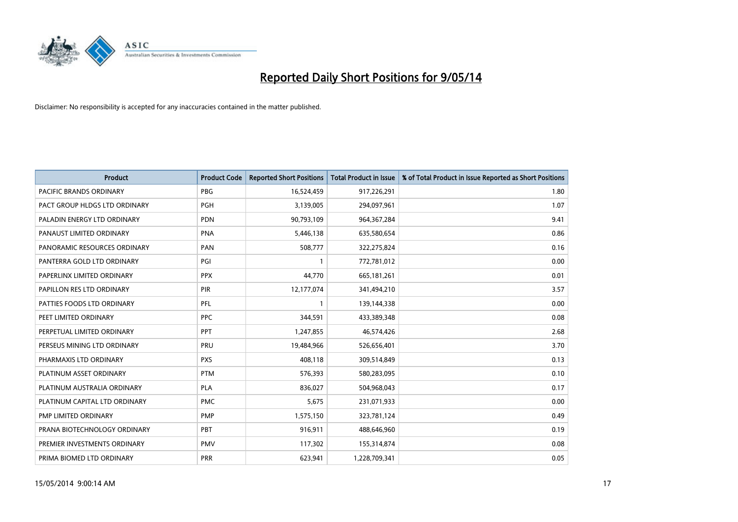# Reported Daily Short Positions for 9/05/14

Disclaimer: No responsibility is accepted for any inaccuracies contained in the matter published.

| Product | Product Code | Reported Short Positions | Total Product in Issue | % of Total Product in Issue Reported as Short Positions |
|---|---|---|---|---|
| PACIFIC BRANDS ORDINARY | PBG | 16,524,459 | 917,226,291 | 1.80 |
| PACT GROUP HLDGS LTD ORDINARY | PGH | 3,139,005 | 294,097,961 | 1.07 |
| PALADIN ENERGY LTD ORDINARY | PDN | 90,793,109 | 964,367,284 | 9.41 |
| PANAUST LIMITED ORDINARY | PNA | 5,446,138 | 635,580,654 | 0.86 |
| PANORAMIC RESOURCES ORDINARY | PAN | 508,777 | 322,275,824 | 0.16 |
| PANTERRA GOLD LTD ORDINARY | PGI | 1 | 772,781,012 | 0.00 |
| PAPERLINX LIMITED ORDINARY | PPX | 44,770 | 665,181,261 | 0.01 |
| PAPILLON RES LTD ORDINARY | PIR | 12,177,074 | 341,494,210 | 3.57 |
| PATTIES FOODS LTD ORDINARY | PFL | 1 | 139,144,338 | 0.00 |
| PEET LIMITED ORDINARY | PPC | 344,591 | 433,389,348 | 0.08 |
| PERPETUAL LIMITED ORDINARY | PPT | 1,247,855 | 46,574,426 | 2.68 |
| PERSEUS MINING LTD ORDINARY | PRU | 19,484,966 | 526,656,401 | 3.70 |
| PHARMAXIS LTD ORDINARY | PXS | 408,118 | 309,514,849 | 0.13 |
| PLATINUM ASSET ORDINARY | PTM | 576,393 | 580,283,095 | 0.10 |
| PLATINUM AUSTRALIA ORDINARY | PLA | 836,027 | 504,968,043 | 0.17 |
| PLATINUM CAPITAL LTD ORDINARY | PMC | 5,675 | 231,071,933 | 0.00 |
| PMP LIMITED ORDINARY | PMP | 1,575,150 | 323,781,124 | 0.49 |
| PRANA BIOTECHNOLOGY ORDINARY | PBT | 916,911 | 488,646,960 | 0.19 |
| PREMIER INVESTMENTS ORDINARY | PMV | 117,302 | 155,314,874 | 0.08 |
| PRIMA BIOMED LTD ORDINARY | PRR | 623,941 | 1,228,709,341 | 0.05 |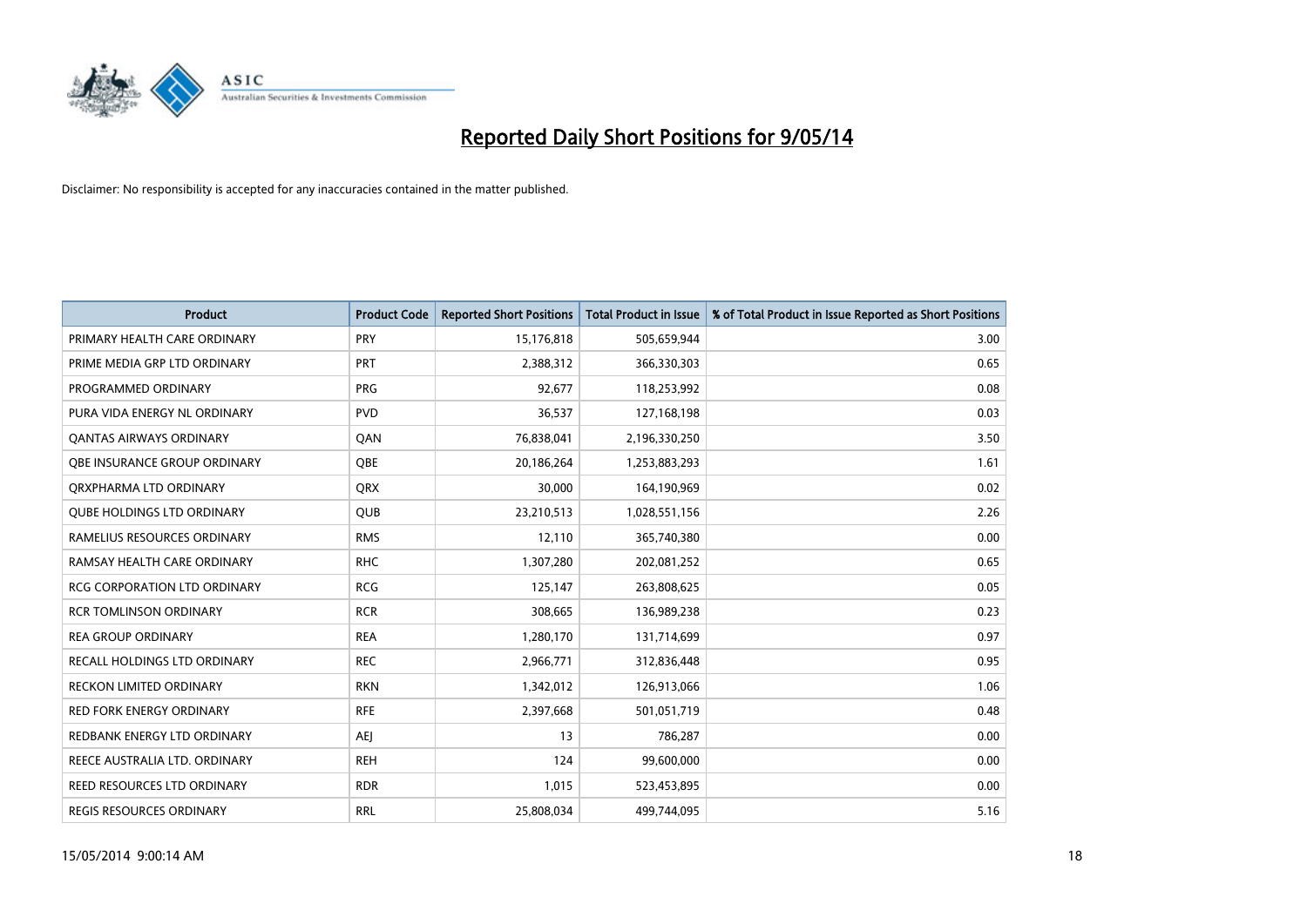# Reported Daily Short Positions for 9/05/14

Disclaimer: No responsibility is accepted for any inaccuracies contained in the matter published.

| Product | Product Code | Reported Short Positions | Total Product in Issue | % of Total Product in Issue Reported as Short Positions |
|---|---|---|---|---|
| PRIMARY HEALTH CARE ORDINARY | PRY | 15,176,818 | 505,659,944 | 3.00 |
| PRIME MEDIA GRP LTD ORDINARY | PRT | 2,388,312 | 366,330,303 | 0.65 |
| PROGRAMMED ORDINARY | PRG | 92,677 | 118,253,992 | 0.08 |
| PURA VIDA ENERGY NL ORDINARY | PVD | 36,537 | 127,168,198 | 0.03 |
| QANTAS AIRWAYS ORDINARY | QAN | 76,838,041 | 2,196,330,250 | 3.50 |
| QBE INSURANCE GROUP ORDINARY | QBE | 20,186,264 | 1,253,883,293 | 1.61 |
| QRXPHARMA LTD ORDINARY | QRX | 30,000 | 164,190,969 | 0.02 |
| QUBE HOLDINGS LTD ORDINARY | QUB | 23,210,513 | 1,028,551,156 | 2.26 |
| RAMELIUS RESOURCES ORDINARY | RMS | 12,110 | 365,740,380 | 0.00 |
| RAMSAY HEALTH CARE ORDINARY | RHC | 1,307,280 | 202,081,252 | 0.65 |
| RCG CORPORATION LTD ORDINARY | RCG | 125,147 | 263,808,625 | 0.05 |
| RCR TOMLINSON ORDINARY | RCR | 308,665 | 136,989,238 | 0.23 |
| REA GROUP ORDINARY | REA | 1,280,170 | 131,714,699 | 0.97 |
| RECALL HOLDINGS LTD ORDINARY | REC | 2,966,771 | 312,836,448 | 0.95 |
| RECKON LIMITED ORDINARY | RKN | 1,342,012 | 126,913,066 | 1.06 |
| RED FORK ENERGY ORDINARY | RFE | 2,397,668 | 501,051,719 | 0.48 |
| REDBANK ENERGY LTD ORDINARY | AEJ | 13 | 786,287 | 0.00 |
| REECE AUSTRALIA LTD. ORDINARY | REH | 124 | 99,600,000 | 0.00 |
| REED RESOURCES LTD ORDINARY | RDR | 1,015 | 523,453,895 | 0.00 |
| REGIS RESOURCES ORDINARY | RRL | 25,808,034 | 499,744,095 | 5.16 |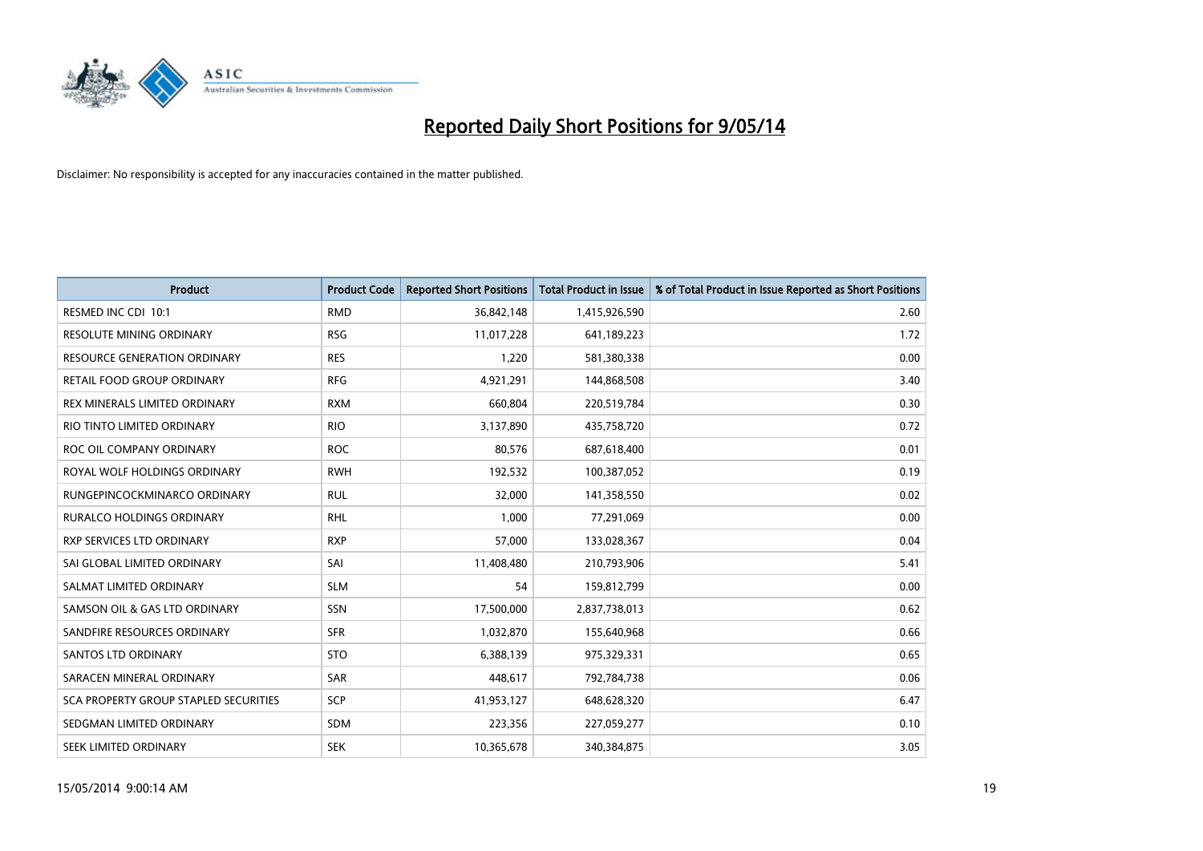# Reported Daily Short Positions for 9/05/14

Disclaimer: No responsibility is accepted for any inaccuracies contained in the matter published.

| Product | Product Code | Reported Short Positions | Total Product in Issue | % of Total Product in Issue Reported as Short Positions |
|---|---|---|---|---|
| RESMED INC CDI 10:1 | RMD | 36,842,148 | 1,415,926,590 | 2.60 |
| RESOLUTE MINING ORDINARY | RSG | 11,017,228 | 641,189,223 | 1.72 |
| RESOURCE GENERATION ORDINARY | RES | 1,220 | 581,380,338 | 0.00 |
| RETAIL FOOD GROUP ORDINARY | RFG | 4,921,291 | 144,868,508 | 3.40 |
| REX MINERALS LIMITED ORDINARY | RXM | 660,804 | 220,519,784 | 0.30 |
| RIO TINTO LIMITED ORDINARY | RIO | 3,137,890 | 435,758,720 | 0.72 |
| ROC OIL COMPANY ORDINARY | ROC | 80,576 | 687,618,400 | 0.01 |
| ROYAL WOLF HOLDINGS ORDINARY | RWH | 192,532 | 100,387,052 | 0.19 |
| RUNGEPINCOCKMINARCO ORDINARY | RUL | 32,000 | 141,358,550 | 0.02 |
| RURALCO HOLDINGS ORDINARY | RHL | 1,000 | 77,291,069 | 0.00 |
| RXP SERVICES LTD ORDINARY | RXP | 57,000 | 133,028,367 | 0.04 |
| SAI GLOBAL LIMITED ORDINARY | SAI | 11,408,480 | 210,793,906 | 5.41 |
| SALMAT LIMITED ORDINARY | SLM | 54 | 159,812,799 | 0.00 |
| SAMSON OIL & GAS LTD ORDINARY | SSN | 17,500,000 | 2,837,738,013 | 0.62 |
| SANDFIRE RESOURCES ORDINARY | SFR | 1,032,870 | 155,640,968 | 0.66 |
| SANTOS LTD ORDINARY | STO | 6,388,139 | 975,329,331 | 0.65 |
| SARACEN MINERAL ORDINARY | SAR | 448,617 | 792,784,738 | 0.06 |
| SCA PROPERTY GROUP STAPLED SECURITIES | SCP | 41,953,127 | 648,628,320 | 6.47 |
| SEDGMAN LIMITED ORDINARY | SDM | 223,356 | 227,059,277 | 0.10 |
| SEEK LIMITED ORDINARY | SEK | 10,365,678 | 340,384,875 | 3.05 |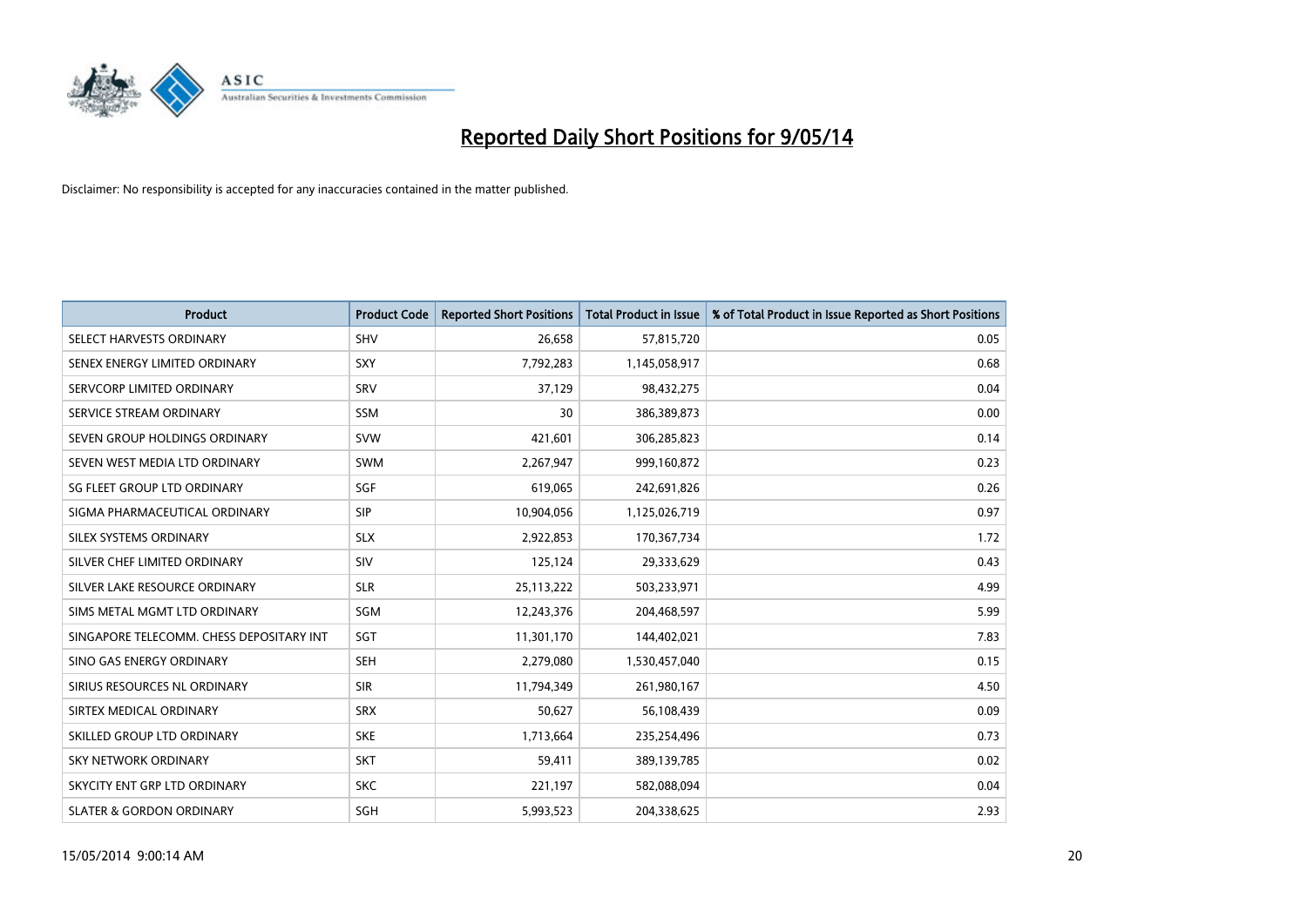# Reported Daily Short Positions for 9/05/14

Disclaimer: No responsibility is accepted for any inaccuracies contained in the matter published.

| Product | Product Code | Reported Short Positions | Total Product in Issue | % of Total Product in Issue Reported as Short Positions |
|---|---|---|---|---|
| SELECT HARVESTS ORDINARY | SHV | 26,658 | 57,815,720 | 0.05 |
| SENEX ENERGY LIMITED ORDINARY | SXY | 7,792,283 | 1,145,058,917 | 0.68 |
| SERVCORP LIMITED ORDINARY | SRV | 37,129 | 98,432,275 | 0.04 |
| SERVICE STREAM ORDINARY | SSM | 30 | 386,389,873 | 0.00 |
| SEVEN GROUP HOLDINGS ORDINARY | SVW | 421,601 | 306,285,823 | 0.14 |
| SEVEN WEST MEDIA LTD ORDINARY | SWM | 2,267,947 | 999,160,872 | 0.23 |
| SG FLEET GROUP LTD ORDINARY | SGF | 619,065 | 242,691,826 | 0.26 |
| SIGMA PHARMACEUTICAL ORDINARY | SIP | 10,904,056 | 1,125,026,719 | 0.97 |
| SILEX SYSTEMS ORDINARY | SLX | 2,922,853 | 170,367,734 | 1.72 |
| SILVER CHEF LIMITED ORDINARY | SIV | 125,124 | 29,333,629 | 0.43 |
| SILVER LAKE RESOURCE ORDINARY | SLR | 25,113,222 | 503,233,971 | 4.99 |
| SIMS METAL MGMT LTD ORDINARY | SGM | 12,243,376 | 204,468,597 | 5.99 |
| SINGAPORE TELECOMM. CHESS DEPOSITARY INT | SGT | 11,301,170 | 144,402,021 | 7.83 |
| SINO GAS ENERGY ORDINARY | SEH | 2,279,080 | 1,530,457,040 | 0.15 |
| SIRIUS RESOURCES NL ORDINARY | SIR | 11,794,349 | 261,980,167 | 4.50 |
| SIRTEX MEDICAL ORDINARY | SRX | 50,627 | 56,108,439 | 0.09 |
| SKILLED GROUP LTD ORDINARY | SKE | 1,713,664 | 235,254,496 | 0.73 |
| SKY NETWORK ORDINARY | SKT | 59,411 | 389,139,785 | 0.02 |
| SKYCITY ENT GRP LTD ORDINARY | SKC | 221,197 | 582,088,094 | 0.04 |
| SLATER & GORDON ORDINARY | SGH | 5,993,523 | 204,338,625 | 2.93 |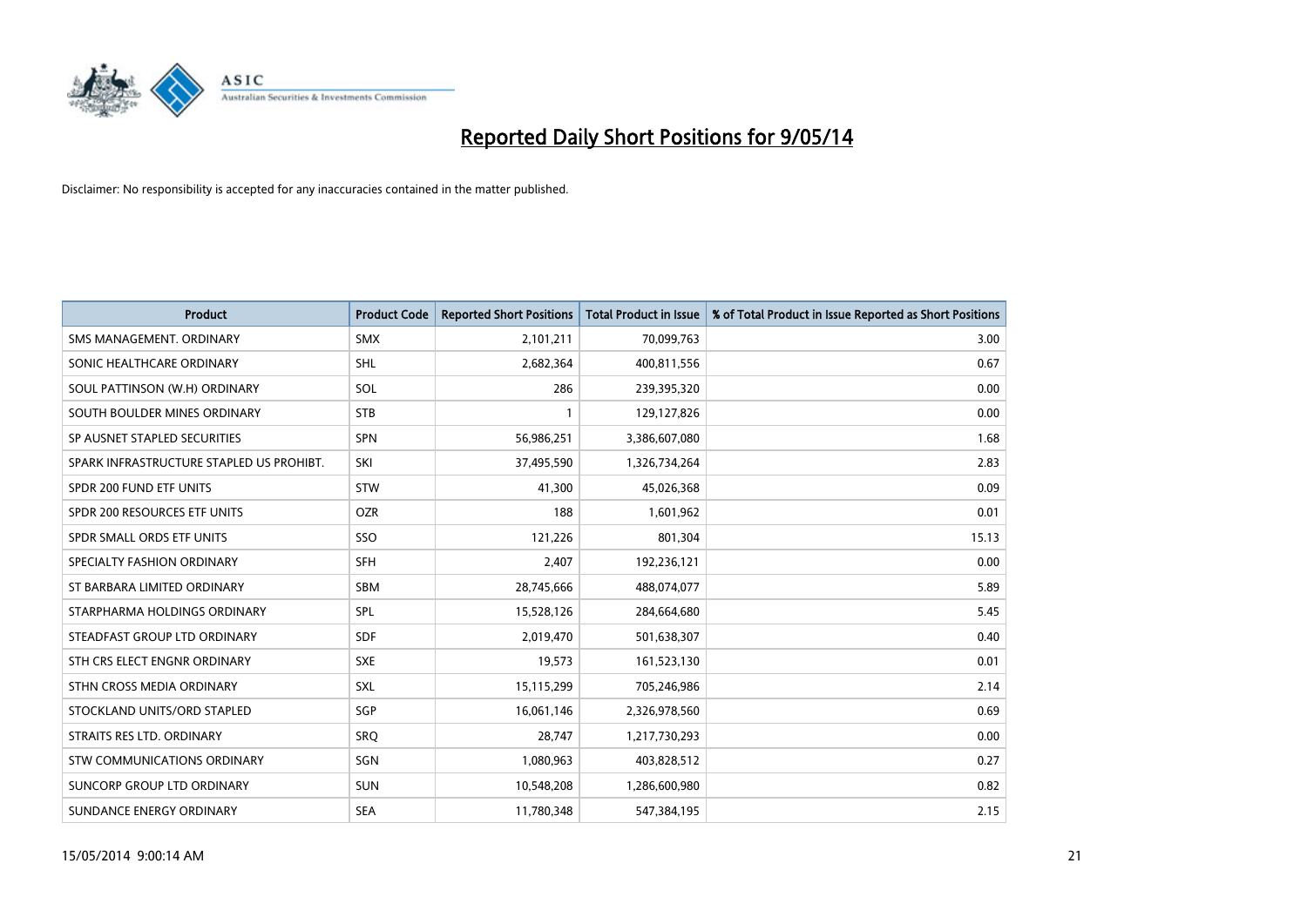# Reported Daily Short Positions for 9/05/14

Disclaimer: No responsibility is accepted for any inaccuracies contained in the matter published.

| Product | Product Code | Reported Short Positions | Total Product in Issue | % of Total Product in Issue Reported as Short Positions |
|---|---|---|---|---|
| SMS MANAGEMENT. ORDINARY | SMX | 2,101,211 | 70,099,763 | 3.00 |
| SONIC HEALTHCARE ORDINARY | SHL | 2,682,364 | 400,811,556 | 0.67 |
| SOUL PATTINSON (W.H) ORDINARY | SOL | 286 | 239,395,320 | 0.00 |
| SOUTH BOULDER MINES ORDINARY | STB | 1 | 129,127,826 | 0.00 |
| SP AUSNET STAPLED SECURITIES | SPN | 56,986,251 | 3,386,607,080 | 1.68 |
| SPARK INFRASTRUCTURE STAPLED US PROHIBT. | SKI | 37,495,590 | 1,326,734,264 | 2.83 |
| SPDR 200 FUND ETF UNITS | STW | 41,300 | 45,026,368 | 0.09 |
| SPDR 200 RESOURCES ETF UNITS | OZR | 188 | 1,601,962 | 0.01 |
| SPDR SMALL ORDS ETF UNITS | SSO | 121,226 | 801,304 | 15.13 |
| SPECIALTY FASHION ORDINARY | SFH | 2,407 | 192,236,121 | 0.00 |
| ST BARBARA LIMITED ORDINARY | SBM | 28,745,666 | 488,074,077 | 5.89 |
| STARPHARMA HOLDINGS ORDINARY | SPL | 15,528,126 | 284,664,680 | 5.45 |
| STEADFAST GROUP LTD ORDINARY | SDF | 2,019,470 | 501,638,307 | 0.40 |
| STH CRS ELECT ENGNR ORDINARY | SXE | 19,573 | 161,523,130 | 0.01 |
| STHN CROSS MEDIA ORDINARY | SXL | 15,115,299 | 705,246,986 | 2.14 |
| STOCKLAND UNITS/ORD STAPLED | SGP | 16,061,146 | 2,326,978,560 | 0.69 |
| STRAITS RES LTD. ORDINARY | SRQ | 28,747 | 1,217,730,293 | 0.00 |
| STW COMMUNICATIONS ORDINARY | SGN | 1,080,963 | 403,828,512 | 0.27 |
| SUNCORP GROUP LTD ORDINARY | SUN | 10,548,208 | 1,286,600,980 | 0.82 |
| SUNDANCE ENERGY ORDINARY | SEA | 11,780,348 | 547,384,195 | 2.15 |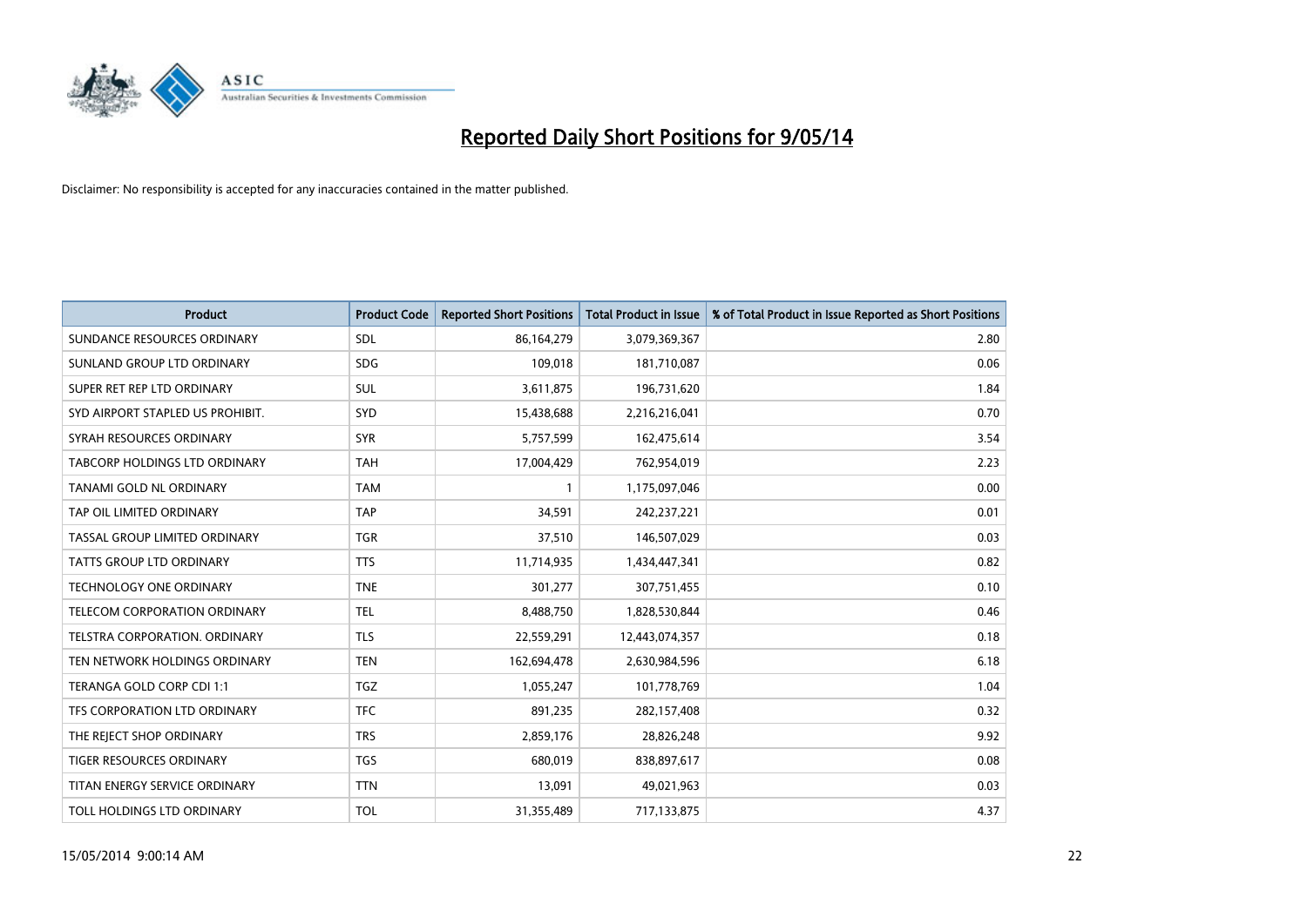# Reported Daily Short Positions for 9/05/14

Disclaimer: No responsibility is accepted for any inaccuracies contained in the matter published.

| Product | Product Code | Reported Short Positions | Total Product in Issue | % of Total Product in Issue Reported as Short Positions |
|---|---|---|---|---|
| SUNDANCE RESOURCES ORDINARY | SDL | 86,164,279 | 3,079,369,367 | 2.80 |
| SUNLAND GROUP LTD ORDINARY | SDG | 109,018 | 181,710,087 | 0.06 |
| SUPER RET REP LTD ORDINARY | SUL | 3,611,875 | 196,731,620 | 1.84 |
| SYD AIRPORT STAPLED US PROHIBIT. | SYD | 15,438,688 | 2,216,216,041 | 0.70 |
| SYRAH RESOURCES ORDINARY | SYR | 5,757,599 | 162,475,614 | 3.54 |
| TABCORP HOLDINGS LTD ORDINARY | TAH | 17,004,429 | 762,954,019 | 2.23 |
| TANAMI GOLD NL ORDINARY | TAM | 1 | 1,175,097,046 | 0.00 |
| TAP OIL LIMITED ORDINARY | TAP | 34,591 | 242,237,221 | 0.01 |
| TASSAL GROUP LIMITED ORDINARY | TGR | 37,510 | 146,507,029 | 0.03 |
| TATTS GROUP LTD ORDINARY | TTS | 11,714,935 | 1,434,447,341 | 0.82 |
| TECHNOLOGY ONE ORDINARY | TNE | 301,277 | 307,751,455 | 0.10 |
| TELECOM CORPORATION ORDINARY | TEL | 8,488,750 | 1,828,530,844 | 0.46 |
| TELSTRA CORPORATION. ORDINARY | TLS | 22,559,291 | 12,443,074,357 | 0.18 |
| TEN NETWORK HOLDINGS ORDINARY | TEN | 162,694,478 | 2,630,984,596 | 6.18 |
| TERANGA GOLD CORP CDI 1:1 | TGZ | 1,055,247 | 101,778,769 | 1.04 |
| TFS CORPORATION LTD ORDINARY | TFC | 891,235 | 282,157,408 | 0.32 |
| THE REJECT SHOP ORDINARY | TRS | 2,859,176 | 28,826,248 | 9.92 |
| TIGER RESOURCES ORDINARY | TGS | 680,019 | 838,897,617 | 0.08 |
| TITAN ENERGY SERVICE ORDINARY | TTN | 13,091 | 49,021,963 | 0.03 |
| TOLL HOLDINGS LTD ORDINARY | TOL | 31,355,489 | 717,133,875 | 4.37 |

15/05/2014 9:00:14 AM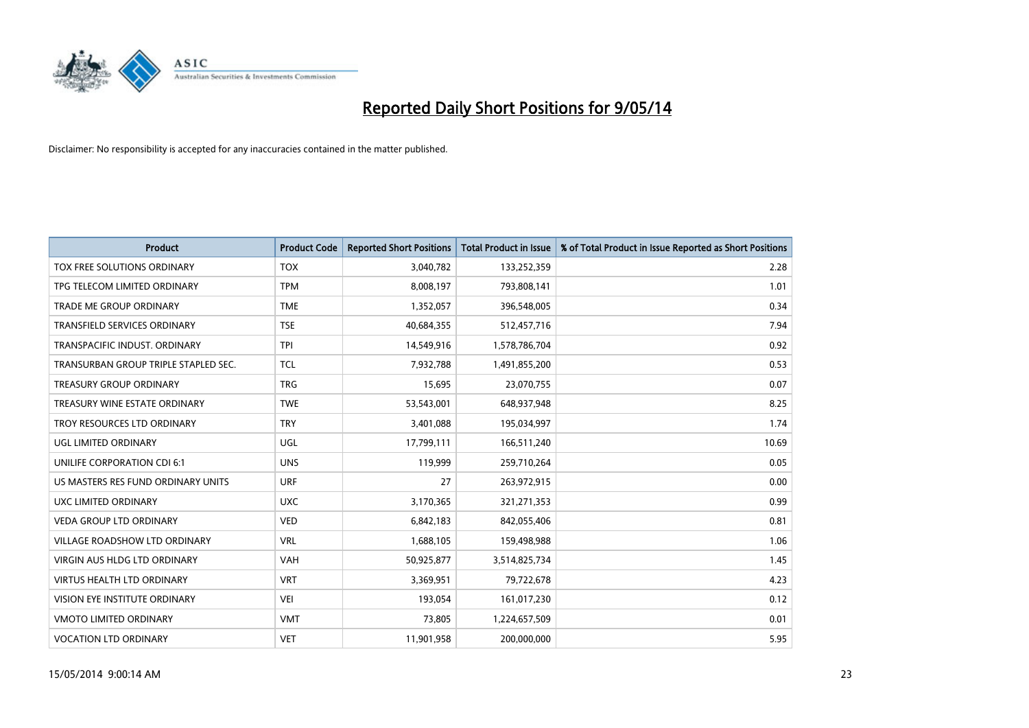# Reported Daily Short Positions for 9/05/14

Disclaimer: No responsibility is accepted for any inaccuracies contained in the matter published.

| Product | Product Code | Reported Short Positions | Total Product in Issue | % of Total Product in Issue Reported as Short Positions |
|---|---|---|---|---|
| TOX FREE SOLUTIONS ORDINARY | TOX | 3,040,782 | 133,252,359 | 2.28 |
| TPG TELECOM LIMITED ORDINARY | TPM | 8,008,197 | 793,808,141 | 1.01 |
| TRADE ME GROUP ORDINARY | TME | 1,352,057 | 396,548,005 | 0.34 |
| TRANSFIELD SERVICES ORDINARY | TSE | 40,684,355 | 512,457,716 | 7.94 |
| TRANSPACIFIC INDUST. ORDINARY | TPI | 14,549,916 | 1,578,786,704 | 0.92 |
| TRANSURBAN GROUP TRIPLE STAPLED SEC. | TCL | 7,932,788 | 1,491,855,200 | 0.53 |
| TREASURY GROUP ORDINARY | TRG | 15,695 | 23,070,755 | 0.07 |
| TREASURY WINE ESTATE ORDINARY | TWE | 53,543,001 | 648,937,948 | 8.25 |
| TROY RESOURCES LTD ORDINARY | TRY | 3,401,088 | 195,034,997 | 1.74 |
| UGL LIMITED ORDINARY | UGL | 17,799,111 | 166,511,240 | 10.69 |
| UNILIFE CORPORATION CDI 6:1 | UNS | 119,999 | 259,710,264 | 0.05 |
| US MASTERS RES FUND ORDINARY UNITS | URF | 27 | 263,972,915 | 0.00 |
| UXC LIMITED ORDINARY | UXC | 3,170,365 | 321,271,353 | 0.99 |
| VEDA GROUP LTD ORDINARY | VED | 6,842,183 | 842,055,406 | 0.81 |
| VILLAGE ROADSHOW LTD ORDINARY | VRL | 1,688,105 | 159,498,988 | 1.06 |
| VIRGIN AUS HLDG LTD ORDINARY | VAH | 50,925,877 | 3,514,825,734 | 1.45 |
| VIRTUS HEALTH LTD ORDINARY | VRT | 3,369,951 | 79,722,678 | 4.23 |
| VISION EYE INSTITUTE ORDINARY | VEI | 193,054 | 161,017,230 | 0.12 |
| VMOTO LIMITED ORDINARY | VMT | 73,805 | 1,224,657,509 | 0.01 |
| VOCATION LTD ORDINARY | VET | 11,901,958 | 200,000,000 | 5.95 |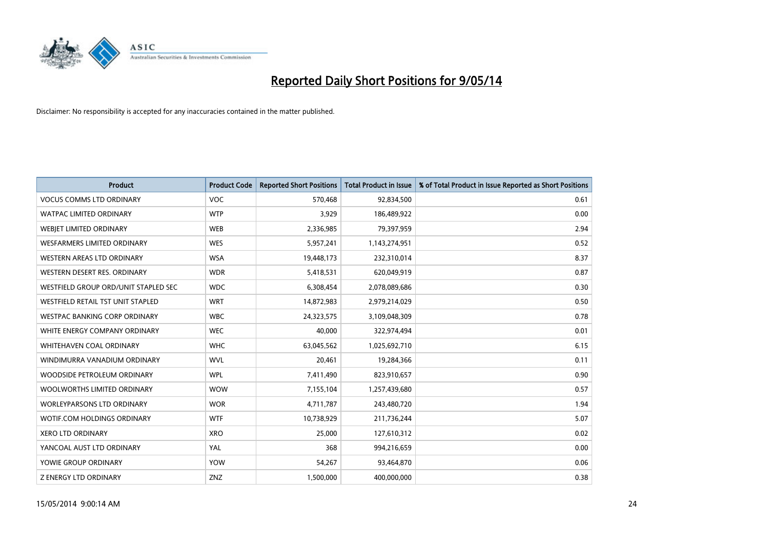# Reported Daily Short Positions for 9/05/14

Disclaimer: No responsibility is accepted for any inaccuracies contained in the matter published.

| Product | Product Code | Reported Short Positions | Total Product in Issue | % of Total Product in Issue Reported as Short Positions |
| --- | --- | --- | --- | --- |
| VOCUS COMMS LTD ORDINARY | VOC | 570,468 | 92,834,500 | 0.61 |
| WATPAC LIMITED ORDINARY | WTP | 3,929 | 186,489,922 | 0.00 |
| WEBJET LIMITED ORDINARY | WEB | 2,336,985 | 79,397,959 | 2.94 |
| WESFARMERS LIMITED ORDINARY | WES | 5,957,241 | 1,143,274,951 | 0.52 |
| WESTERN AREAS LTD ORDINARY | WSA | 19,448,173 | 232,310,014 | 8.37 |
| WESTERN DESERT RES. ORDINARY | WDR | 5,418,531 | 620,049,919 | 0.87 |
| WESTFIELD GROUP ORD/UNIT STAPLED SEC | WDC | 6,308,454 | 2,078,089,686 | 0.30 |
| WESTFIELD RETAIL TST UNIT STAPLED | WRT | 14,872,983 | 2,979,214,029 | 0.50 |
| WESTPAC BANKING CORP ORDINARY | WBC | 24,323,575 | 3,109,048,309 | 0.78 |
| WHITE ENERGY COMPANY ORDINARY | WEC | 40,000 | 322,974,494 | 0.01 |
| WHITEHAVEN COAL ORDINARY | WHC | 63,045,562 | 1,025,692,710 | 6.15 |
| WINDIMURRA VANADIUM ORDINARY | WVL | 20,461 | 19,284,366 | 0.11 |
| WOODSIDE PETROLEUM ORDINARY | WPL | 7,411,490 | 823,910,657 | 0.90 |
| WOOLWORTHS LIMITED ORDINARY | WOW | 7,155,104 | 1,257,439,680 | 0.57 |
| WORLEYPARSONS LTD ORDINARY | WOR | 4,711,787 | 243,480,720 | 1.94 |
| WOTIF.COM HOLDINGS ORDINARY | WTF | 10,738,929 | 211,736,244 | 5.07 |
| XERO LTD ORDINARY | XRO | 25,000 | 127,610,312 | 0.02 |
| YANCOAL AUST LTD ORDINARY | YAL | 368 | 994,216,659 | 0.00 |
| YOWIE GROUP ORDINARY | YOW | 54,267 | 93,464,870 | 0.06 |
| Z ENERGY LTD ORDINARY | ZNZ | 1,500,000 | 400,000,000 | 0.38 |

15/05/2014 9:00:14 AM